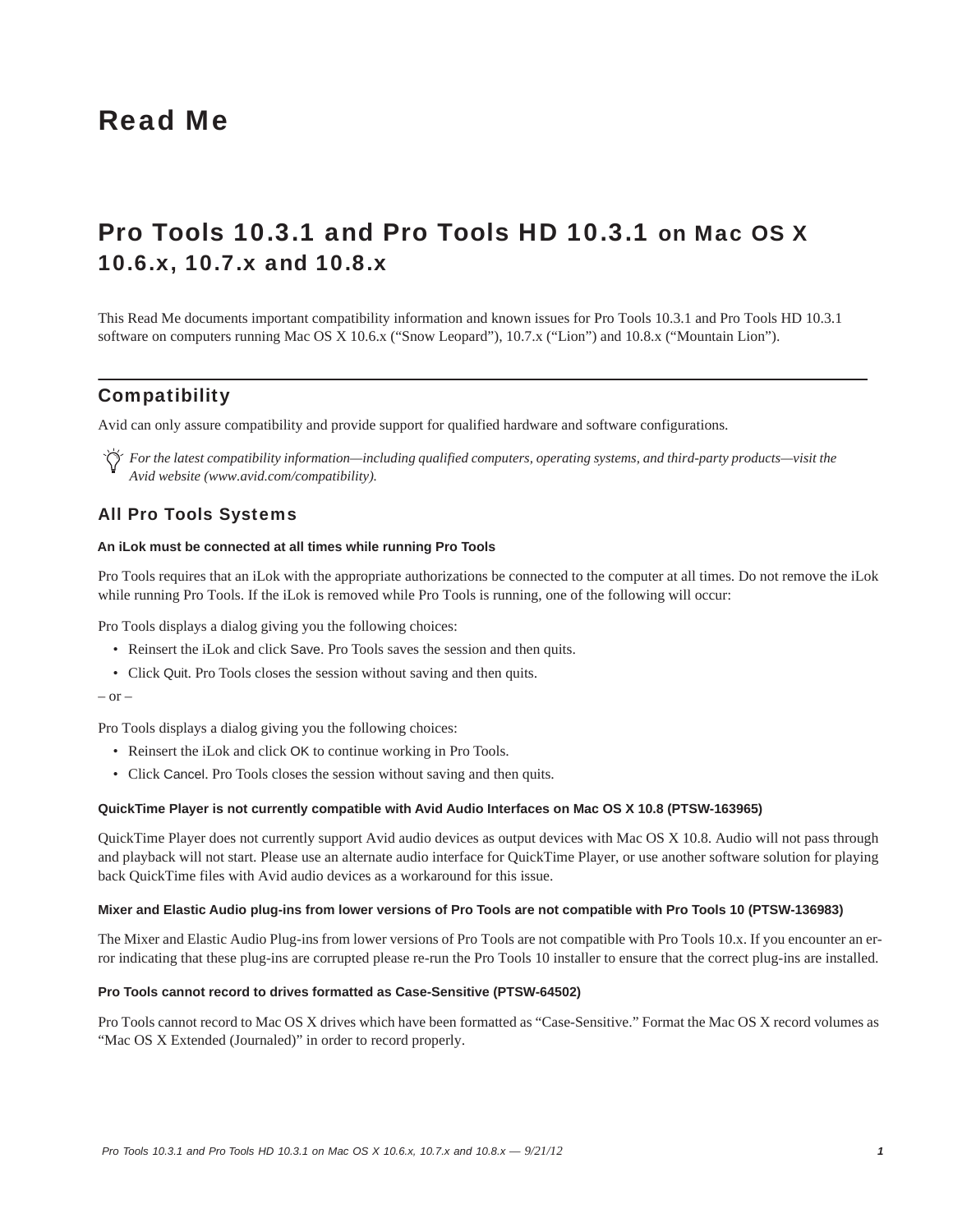# Read Me

## Pro Tools 10.3.1 and Pro Tools HD 10.3.1 on Mac OS X 10.6.x, 10.7.x and 10.8.x

This Read Me documents important compatibility information and known issues for Pro Tools 10.3.1 and Pro Tools HD 10.3.1 software on computers running Mac OS X 10.6.x ("Snow Leopard"), 10.7.x ("Lion") and 10.8.x ("Mountain Lion").

## Compatibility

Avid can only assure compatibility and provide support for qualified hardware and software configurations.

*For the latest compatibility information—including qualified computers, operating systems, and third-party products—visit the Avid website (www.avid.com/compatibility).*

### All Pro Tools Systems

#### An iLok must be connected at all times while running Pro Tools

Pro Tools requires that an iLok with the appropriate authorizations be connected to the computer at all times. Do not remove the iLok while running Pro Tools. If the iLok is removed while Pro Tools is running, one of the following will occur:

Pro Tools displays a dialog giving you the following choices:

- Reinsert the iLok and click Save. Pro Tools saves the session and then quits.
- Click Quit. Pro Tools closes the session without saving and then quits.

– or –

Pro Tools displays a dialog giving you the following choices:

- Reinsert the iLok and click OK to continue working in Pro Tools.
- Click Cancel. Pro Tools closes the session without saving and then quits.

#### QuickTime Player is not currently compatible with Avid Audio Interfaces on Mac OS X 10.8 (PTSW-163965)

QuickTime Player does not currently support Avid audio devices as output devices with Mac OS X 10.8. Audio will not pass through and playback will not start. Please use an alternate audio interface for QuickTime Player, or use another software solution for playing back QuickTime files with Avid audio devices as a workaround for this issue.

#### Mixer and Elastic Audio plug-ins from lower versions of Pro Tools are not compatible with Pro Tools 10 (PTSW-136983)

The Mixer and Elastic Audio Plug-ins from lower versions of Pro Tools are not compatible with Pro Tools 10.x. If you encounter an error indicating that these plug-ins are corrupted please re-run the Pro Tools 10 installer to ensure that the correct plug-ins are installed.

#### Pro Tools cannot record to drives formatted as Case-Sensitive (PTSW-64502)

Pro Tools cannot record to Mac OS X drives which have been formatted as "Case-Sensitive." Format the Mac OS X record volumes as "Mac OS X Extended (Journaled)" in order to record properly.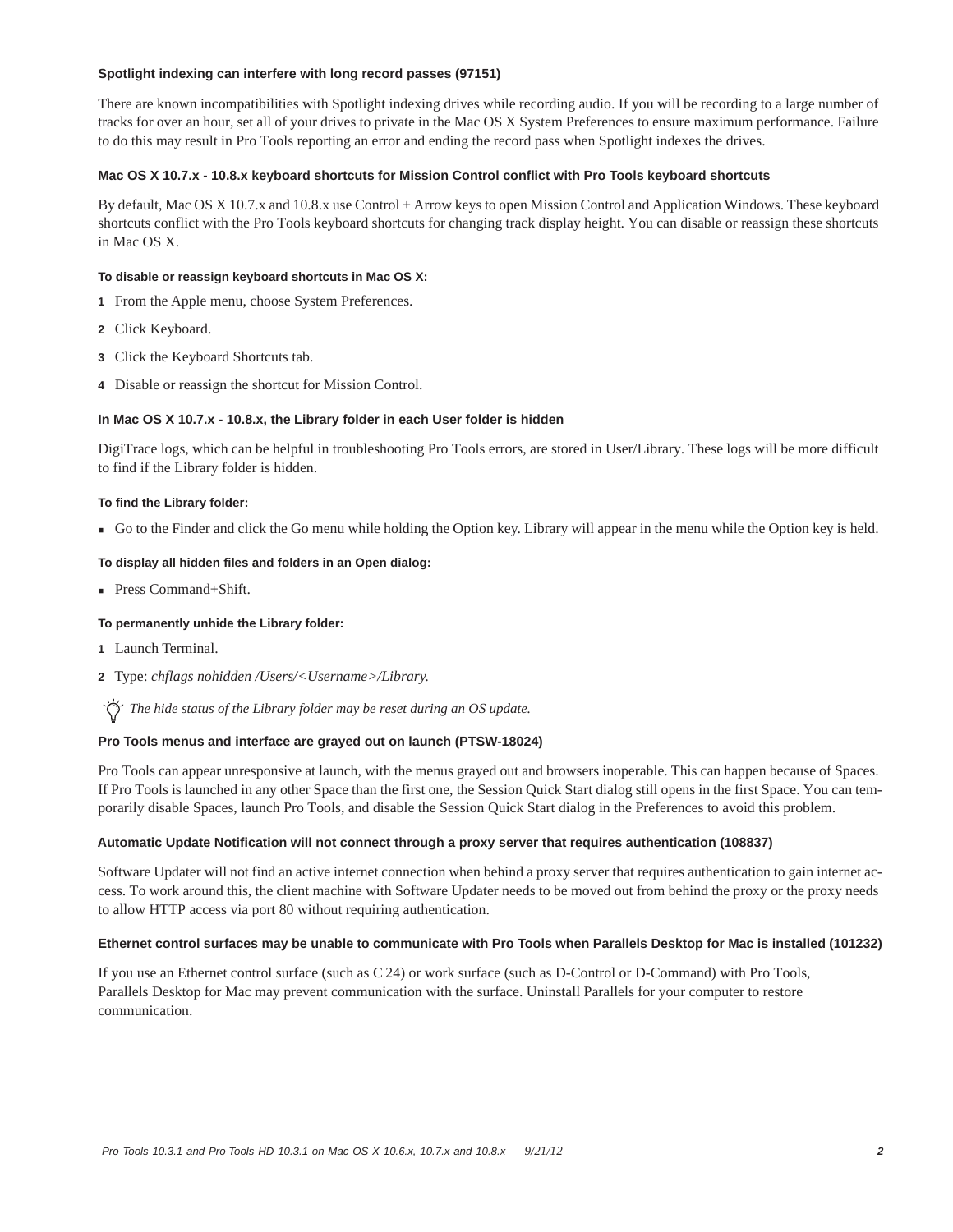### Spotlight indexing can interfere with long record passes (97151)

There are known incompatibilities with Spotlight indexing drives while recording audio. If you will be recording to a large number of tracks for over an hour, set all of your drives to private in the Mac OS X System Preferences to ensure maximum performance. Failure to do this may result in Pro Tools reporting an error and ending the record pass when Spotlight indexes the drives.

### Mac OS X 10.7.x - 10.8.x keyboard shortcuts for Mission Control conflict with Pro Tools keyboard shortcuts

By default, Mac OS X 10.7.x and 10.8.x use Control + Arrow keys to open Mission Control and Application Windows. These keyboard shortcuts conflict with the Pro Tools keyboard shortcuts for changing track display height. You can disable or reassign these shortcuts in Mac OS X.

**To disable or reassign keyboard shortcuts in Mac OS X:**

1. From the Apple menu, choose System Preferences.
2. Click Keyboard.
3. Click the Keyboard Shortcuts tab.
4. Disable or reassign the shortcut for Mission Control.

### In Mac OS X 10.7.x - 10.8.x, the Library folder in each User folder is hidden

DigiTrace logs, which can be helpful in troubleshooting Pro Tools errors, are stored in User/Library. These logs will be more difficult to find if the Library folder is hidden.

**To find the Library folder:**

- Go to the Finder and click the Go menu while holding the Option key. Library will appear in the menu while the Option key is held.

**To display all hidden files and folders in an Open dialog:**

- Press Command+Shift.

**To permanently unhide the Library folder:**

1. Launch Terminal.
2. Type: *chflags nohidden /Users/<Username>/Library.*

*The hide status of the Library folder may be reset during an OS update.*

### Pro Tools menus and interface are grayed out on launch (PTSW-18024)

Pro Tools can appear unresponsive at launch, with the menus grayed out and browsers inoperable. This can happen because of Spaces. If Pro Tools is launched in any other Space than the first one, the Session Quick Start dialog still opens in the first Space. You can temporarily disable Spaces, launch Pro Tools, and disable the Session Quick Start dialog in the Preferences to avoid this problem.

### Automatic Update Notification will not connect through a proxy server that requires authentication (108837)

Software Updater will not find an active internet connection when behind a proxy server that requires authentication to gain internet access. To work around this, the client machine with Software Updater needs to be moved out from behind the proxy or the proxy needs to allow HTTP access via port 80 without requiring authentication.

### Ethernet control surfaces may be unable to communicate with Pro Tools when Parallels Desktop for Mac is installed (101232)

If you use an Ethernet control surface (such as C|24) or work surface (such as D-Control or D-Command) with Pro Tools, Parallels Desktop for Mac may prevent communication with the surface. Uninstall Parallels for your computer to restore communication.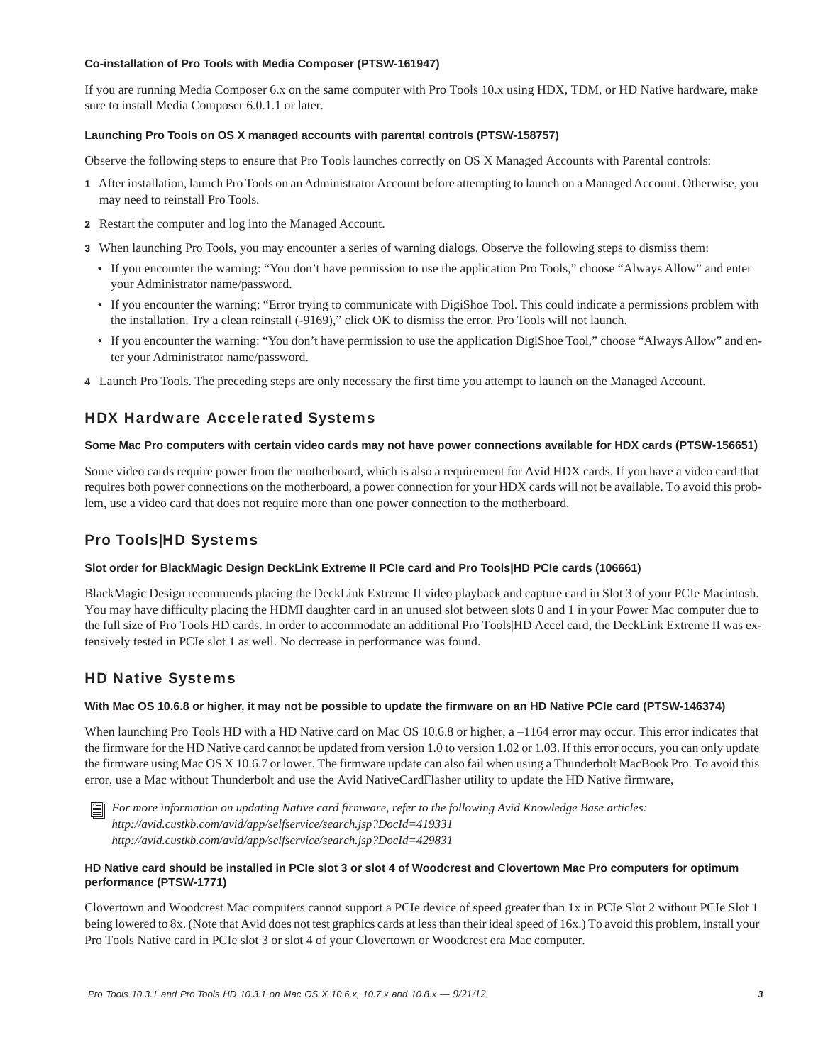**Co-installation of Pro Tools with Media Composer (PTSW-161947)**

If you are running Media Composer 6.x on the same computer with Pro Tools 10.x using HDX, TDM, or HD Native hardware, make sure to install Media Composer 6.0.1.1 or later.

**Launching Pro Tools on OS X managed accounts with parental controls (PTSW-158757)**

Observe the following steps to ensure that Pro Tools launches correctly on OS X Managed Accounts with Parental controls:

1. After installation, launch Pro Tools on an Administrator Account before attempting to launch on a Managed Account. Otherwise, you may need to reinstall Pro Tools.
2. Restart the computer and log into the Managed Account.
3. When launching Pro Tools, you may encounter a series of warning dialogs. Observe the following steps to dismiss them:
   - If you encounter the warning: “You don’t have permission to use the application Pro Tools,” choose “Always Allow” and enter your Administrator name/password.
   - If you encounter the warning: “Error trying to communicate with DigiShoe Tool. This could indicate a permissions problem with the installation. Try a clean reinstall (-9169),” click OK to dismiss the error. Pro Tools will not launch.
   - If you encounter the warning: “You don’t have permission to use the application DigiShoe Tool,” choose “Always Allow” and enter your Administrator name/password.
4. Launch Pro Tools. The preceding steps are only necessary the first time you attempt to launch on the Managed Account.

## HDX Hardware Accelerated Systems

**Some Mac Pro computers with certain video cards may not have power connections available for HDX cards (PTSW-156651)**

Some video cards require power from the motherboard, which is also a requirement for Avid HDX cards. If you have a video card that requires both power connections on the motherboard, a power connection for your HDX cards will not be available. To avoid this problem, use a video card that does not require more than one power connection to the motherboard.

## Pro Tools|HD Systems

**Slot order for BlackMagic Design DeckLink Extreme II PCIe card and Pro Tools|HD PCIe cards (106661)**

BlackMagic Design recommends placing the DeckLink Extreme II video playback and capture card in Slot 3 of your PCIe Macintosh. You may have difficulty placing the HDMI daughter card in an unused slot between slots 0 and 1 in your Power Mac computer due to the full size of Pro Tools HD cards. In order to accommodate an additional Pro Tools|HD Accel card, the DeckLink Extreme II was extensively tested in PCIe slot 1 as well. No decrease in performance was found.

## HD Native Systems

**With Mac OS 10.6.8 or higher, it may not be possible to update the firmware on an HD Native PCIe card (PTSW-146374)**

When launching Pro Tools HD with a HD Native card on Mac OS 10.6.8 or higher, a –1164 error may occur. This error indicates that the firmware for the HD Native card cannot be updated from version 1.0 to version 1.02 or 1.03. If this error occurs, you can only update the firmware using Mac OS X 10.6.7 or lower. The firmware update can also fail when using a Thunderbolt MacBook Pro. To avoid this error, use a Mac without Thunderbolt and use the Avid NativeCardFlasher utility to update the HD Native firmware,

*For more information on updating Native card firmware, refer to the following Avid Knowledge Base articles:*
*http://avid.custkb.com/avid/app/selfservice/search.jsp?DocId=419331*
*http://avid.custkb.com/avid/app/selfservice/search.jsp?DocId=429831*

**HD Native card should be installed in PCIe slot 3 or slot 4 of Woodcrest and Clovertown Mac Pro computers for optimum performance (PTSW-1771)**

Clovertown and Woodcrest Mac computers cannot support a PCIe device of speed greater than 1x in PCIe Slot 2 without PCIe Slot 1 being lowered to 8x. (Note that Avid does not test graphics cards at less than their ideal speed of 16x.) To avoid this problem, install your Pro Tools Native card in PCIe slot 3 or slot 4 of your Clovertown or Woodcrest era Mac computer.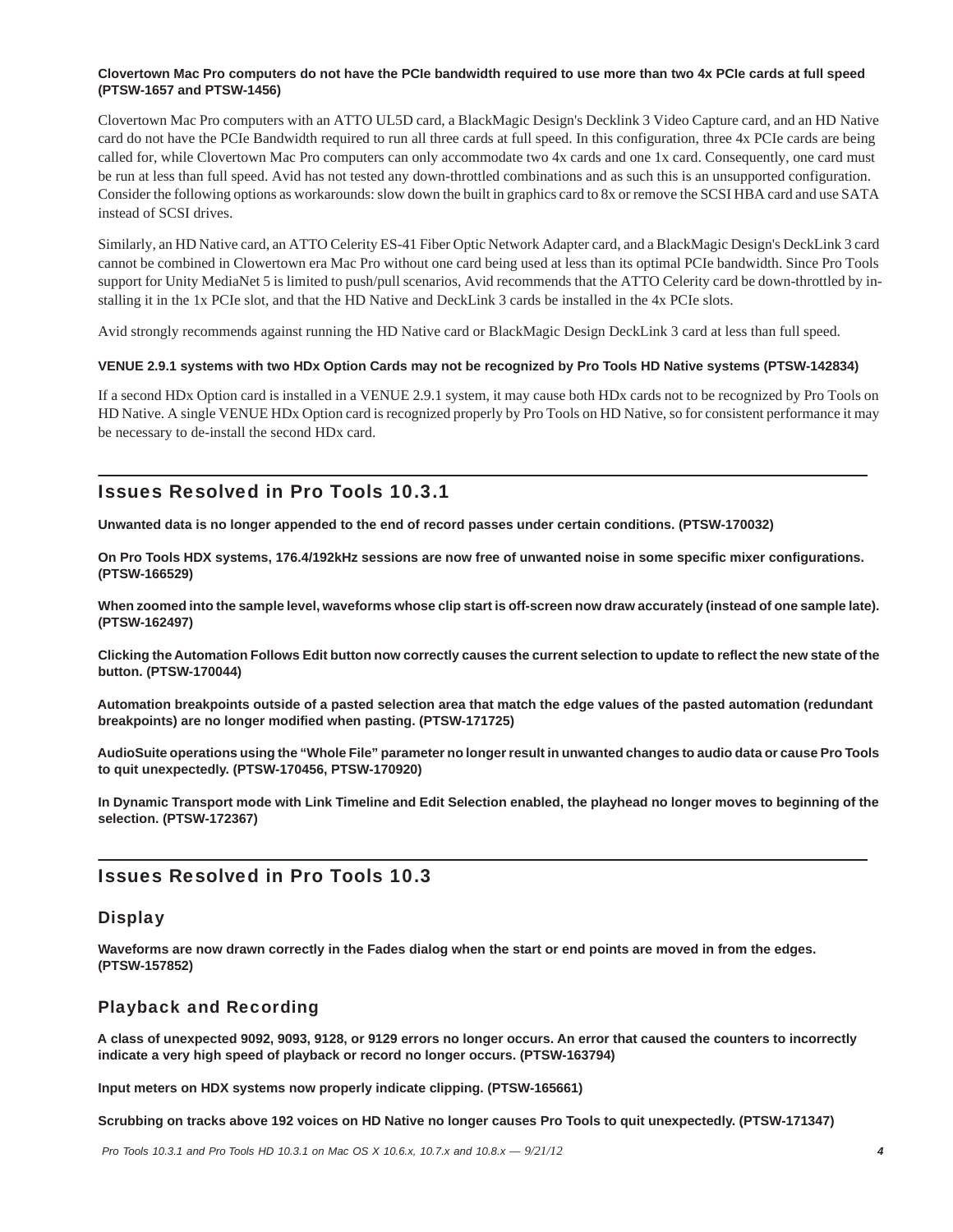**Clovertown Mac Pro computers do not have the PCIe bandwidth required to use more than two 4x PCIe cards at full speed (PTSW-1657 and PTSW-1456)**

Clovertown Mac Pro computers with an ATTO UL5D card, a BlackMagic Design's Decklink 3 Video Capture card, and an HD Native card do not have the PCIe Bandwidth required to run all three cards at full speed. In this configuration, three 4x PCIe cards are being called for, while Clovertown Mac Pro computers can only accommodate two 4x cards and one 1x card. Consequently, one card must be run at less than full speed. Avid has not tested any down-throttled combinations and as such this is an unsupported configuration. Consider the following options as workarounds: slow down the built in graphics card to 8x or remove the SCSI HBA card and use SATA instead of SCSI drives.

Similarly, an HD Native card, an ATTO Celerity ES-41 Fiber Optic Network Adapter card, and a BlackMagic Design's DeckLink 3 card cannot be combined in Clowertown era Mac Pro without one card being used at less than its optimal PCIe bandwidth. Since Pro Tools support for Unity MediaNet 5 is limited to push/pull scenarios, Avid recommends that the ATTO Celerity card be down-throttled by installing it in the 1x PCIe slot, and that the HD Native and DeckLink 3 cards be installed in the 4x PCIe slots.

Avid strongly recommends against running the HD Native card or BlackMagic Design DeckLink 3 card at less than full speed.

**VENUE 2.9.1 systems with two HDx Option Cards may not be recognized by Pro Tools HD Native systems (PTSW-142834)**

If a second HDx Option card is installed in a VENUE 2.9.1 system, it may cause both HDx cards not to be recognized by Pro Tools on HD Native. A single VENUE HDx Option card is recognized properly by Pro Tools on HD Native, so for consistent performance it may be necessary to de-install the second HDx card.

## Issues Resolved in Pro Tools 10.3.1

**Unwanted data is no longer appended to the end of record passes under certain conditions. (PTSW-170032)**

**On Pro Tools HDX systems, 176.4/192kHz sessions are now free of unwanted noise in some specific mixer configurations. (PTSW-166529)**

**When zoomed into the sample level, waveforms whose clip start is off-screen now draw accurately (instead of one sample late). (PTSW-162497)**

**Clicking the Automation Follows Edit button now correctly causes the current selection to update to reflect the new state of the button. (PTSW-170044)**

**Automation breakpoints outside of a pasted selection area that match the edge values of the pasted automation (redundant breakpoints) are no longer modified when pasting. (PTSW-171725)**

**AudioSuite operations using the "Whole File" parameter no longer result in unwanted changes to audio data or cause Pro Tools to quit unexpectedly. (PTSW-170456, PTSW-170920)**

**In Dynamic Transport mode with Link Timeline and Edit Selection enabled, the playhead no longer moves to beginning of the selection. (PTSW-172367)**

## Issues Resolved in Pro Tools 10.3

### Display

**Waveforms are now drawn correctly in the Fades dialog when the start or end points are moved in from the edges. (PTSW-157852)**

### Playback and Recording

**A class of unexpected 9092, 9093, 9128, or 9129 errors no longer occurs. An error that caused the counters to incorrectly indicate a very high speed of playback or record no longer occurs. (PTSW-163794)**

**Input meters on HDX systems now properly indicate clipping. (PTSW-165661)**

**Scrubbing on tracks above 192 voices on HD Native no longer causes Pro Tools to quit unexpectedly. (PTSW-171347)**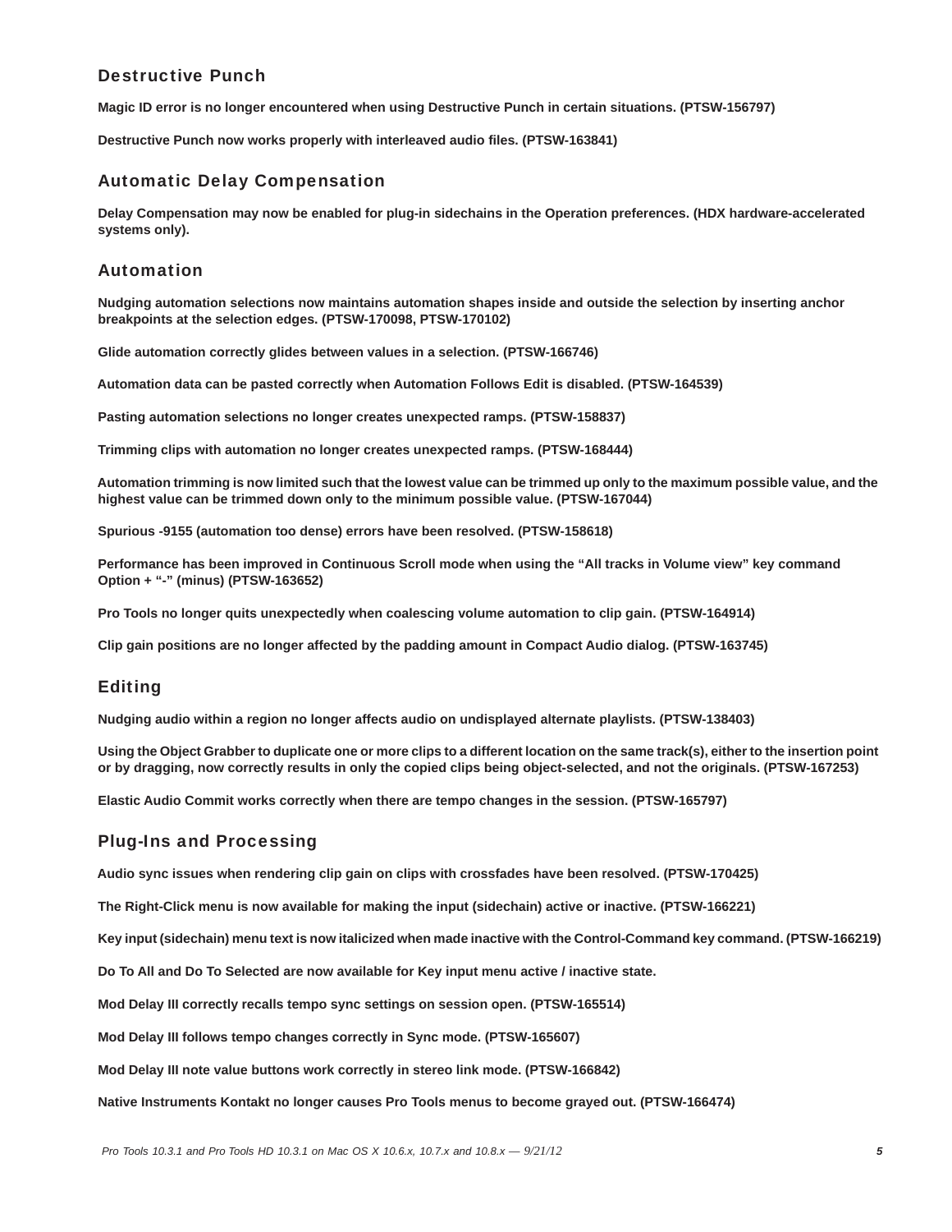## Destructive Punch

**Magic ID error is no longer encountered when using Destructive Punch in certain situations. (PTSW-156797)**

**Destructive Punch now works properly with interleaved audio files. (PTSW-163841)**

## Automatic Delay Compensation

**Delay Compensation may now be enabled for plug-in sidechains in the Operation preferences. (HDX hardware-accelerated systems only).**

## Automation

**Nudging automation selections now maintains automation shapes inside and outside the selection by inserting anchor breakpoints at the selection edges. (PTSW-170098, PTSW-170102)**

**Glide automation correctly glides between values in a selection. (PTSW-166746)**

**Automation data can be pasted correctly when Automation Follows Edit is disabled. (PTSW-164539)**

**Pasting automation selections no longer creates unexpected ramps. (PTSW-158837)**

**Trimming clips with automation no longer creates unexpected ramps. (PTSW-168444)**

**Automation trimming is now limited such that the lowest value can be trimmed up only to the maximum possible value, and the highest value can be trimmed down only to the minimum possible value. (PTSW-167044)**

**Spurious -9155 (automation too dense) errors have been resolved. (PTSW-158618)**

**Performance has been improved in Continuous Scroll mode when using the "All tracks in Volume view" key command Option + "-" (minus) (PTSW-163652)**

**Pro Tools no longer quits unexpectedly when coalescing volume automation to clip gain. (PTSW-164914)**

**Clip gain positions are no longer affected by the padding amount in Compact Audio dialog. (PTSW-163745)**

## Editing

**Nudging audio within a region no longer affects audio on undisplayed alternate playlists. (PTSW-138403)**

**Using the Object Grabber to duplicate one or more clips to a different location on the same track(s), either to the insertion point or by dragging, now correctly results in only the copied clips being object-selected, and not the originals. (PTSW-167253)**

**Elastic Audio Commit works correctly when there are tempo changes in the session. (PTSW-165797)**

## Plug-Ins and Processing

**Audio sync issues when rendering clip gain on clips with crossfades have been resolved. (PTSW-170425)**

**The Right-Click menu is now available for making the input (sidechain) active or inactive. (PTSW-166221)**

**Key input (sidechain) menu text is now italicized when made inactive with the Control-Command key command. (PTSW-166219)**

**Do To All and Do To Selected are now available for Key input menu active / inactive state.**

**Mod Delay III correctly recalls tempo sync settings on session open. (PTSW-165514)**

**Mod Delay III follows tempo changes correctly in Sync mode. (PTSW-165607)**

**Mod Delay III note value buttons work correctly in stereo link mode. (PTSW-166842)**

**Native Instruments Kontakt no longer causes Pro Tools menus to become grayed out. (PTSW-166474)**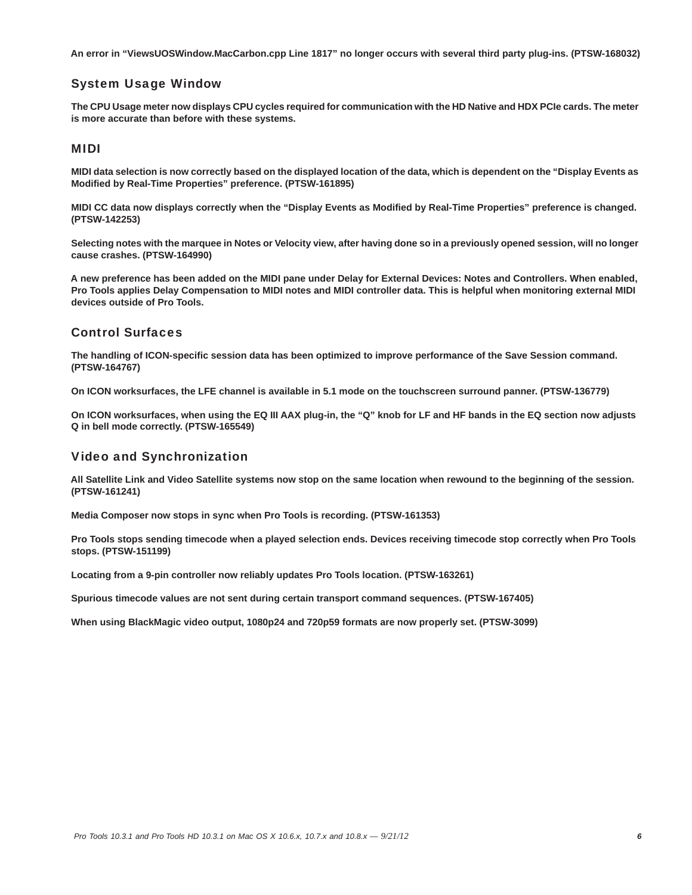**An error in "ViewsUOSWindow.MacCarbon.cpp Line 1817" no longer occurs with several third party plug-ins. (PTSW-168032)**

## System Usage Window

**The CPU Usage meter now displays CPU cycles required for communication with the HD Native and HDX PCIe cards. The meter is more accurate than before with these systems.**

## MIDI

**MIDI data selection is now correctly based on the displayed location of the data, which is dependent on the "Display Events as Modified by Real-Time Properties" preference. (PTSW-161895)**

**MIDI CC data now displays correctly when the "Display Events as Modified by Real-Time Properties" preference is changed. (PTSW-142253)**

**Selecting notes with the marquee in Notes or Velocity view, after having done so in a previously opened session, will no longer cause crashes. (PTSW-164990)**

**A new preference has been added on the MIDI pane under Delay for External Devices: Notes and Controllers. When enabled, Pro Tools applies Delay Compensation to MIDI notes and MIDI controller data. This is helpful when monitoring external MIDI devices outside of Pro Tools.**

## Control Surfaces

**The handling of ICON-specific session data has been optimized to improve performance of the Save Session command. (PTSW-164767)**

**On ICON worksurfaces, the LFE channel is available in 5.1 mode on the touchscreen surround panner. (PTSW-136779)**

**On ICON worksurfaces, when using the EQ III AAX plug-in, the "Q" knob for LF and HF bands in the EQ section now adjusts Q in bell mode correctly. (PTSW-165549)**

## Video and Synchronization

**All Satellite Link and Video Satellite systems now stop on the same location when rewound to the beginning of the session. (PTSW-161241)**

**Media Composer now stops in sync when Pro Tools is recording. (PTSW-161353)**

**Pro Tools stops sending timecode when a played selection ends. Devices receiving timecode stop correctly when Pro Tools stops. (PTSW-151199)**

**Locating from a 9-pin controller now reliably updates Pro Tools location. (PTSW-163261)**

**Spurious timecode values are not sent during certain transport command sequences. (PTSW-167405)**

**When using BlackMagic video output, 1080p24 and 720p59 formats are now properly set. (PTSW-3099)**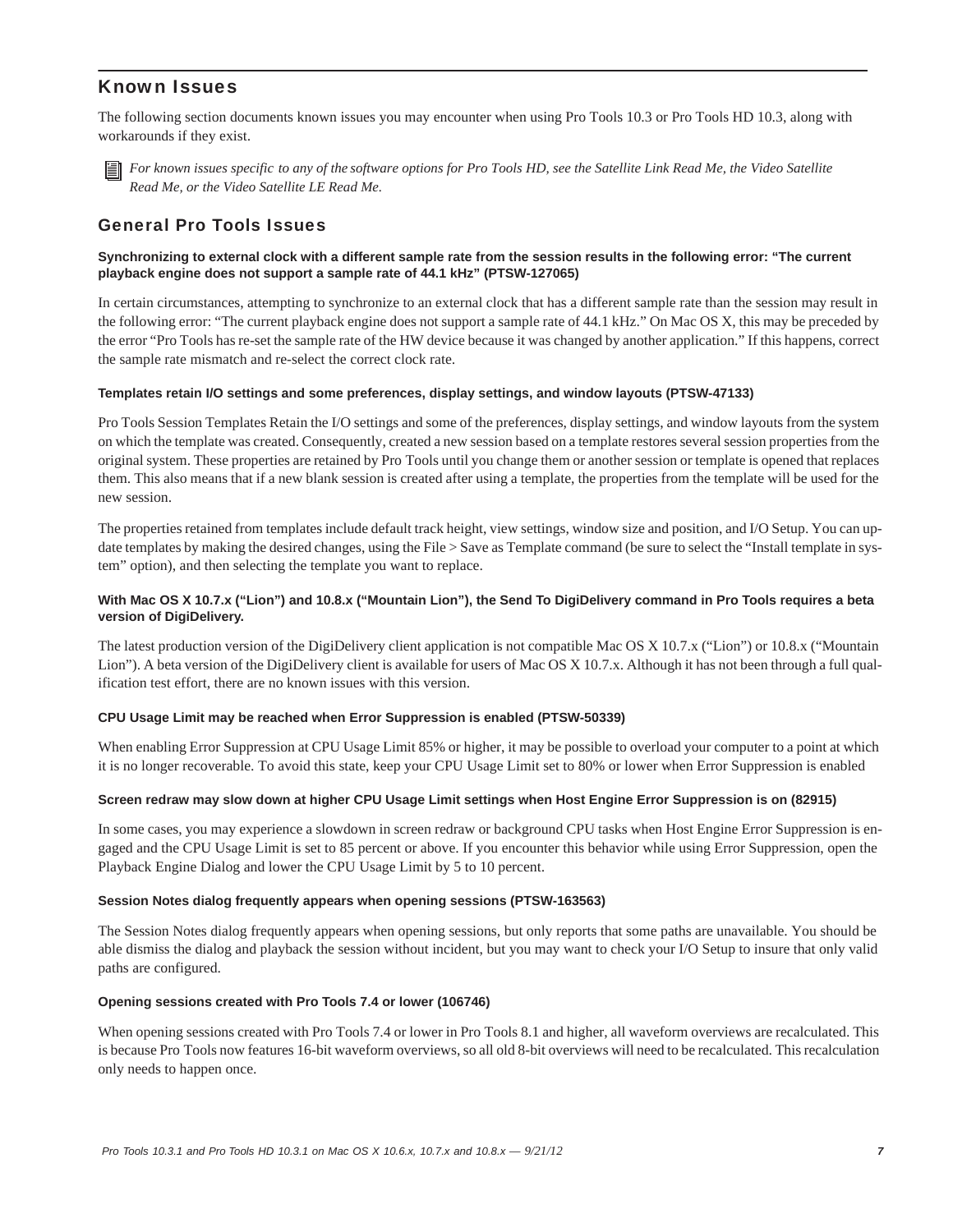## Known Issues

The following section documents known issues you may encounter when using Pro Tools 10.3 or Pro Tools HD 10.3, along with workarounds if they exist.

*For known issues specific to any of the software options for Pro Tools HD, see the Satellite Link Read Me, the Video Satellite Read Me, or the Video Satellite LE Read Me.*

### General Pro Tools Issues

**Synchronizing to external clock with a different sample rate from the session results in the following error: "The current playback engine does not support a sample rate of 44.1 kHz" (PTSW-127065)**

In certain circumstances, attempting to synchronize to an external clock that has a different sample rate than the session may result in the following error: "The current playback engine does not support a sample rate of 44.1 kHz." On Mac OS X, this may be preceded by the error "Pro Tools has re-set the sample rate of the HW device because it was changed by another application." If this happens, correct the sample rate mismatch and re-select the correct clock rate.

**Templates retain I/O settings and some preferences, display settings, and window layouts (PTSW-47133)**

Pro Tools Session Templates Retain the I/O settings and some of the preferences, display settings, and window layouts from the system on which the template was created. Consequently, created a new session based on a template restores several session properties from the original system. These properties are retained by Pro Tools until you change them or another session or template is opened that replaces them. This also means that if a new blank session is created after using a template, the properties from the template will be used for the new session.

The properties retained from templates include default track height, view settings, window size and position, and I/O Setup. You can update templates by making the desired changes, using the File > Save as Template command (be sure to select the "Install template in system" option), and then selecting the template you want to replace.

**With Mac OS X 10.7.x ("Lion") and 10.8.x ("Mountain Lion"), the Send To DigiDelivery command in Pro Tools requires a beta version of DigiDelivery.**

The latest production version of the DigiDelivery client application is not compatible Mac OS X 10.7.x ("Lion") or 10.8.x ("Mountain Lion"). A beta version of the DigiDelivery client is available for users of Mac OS X 10.7.x. Although it has not been through a full qualification test effort, there are no known issues with this version.

**CPU Usage Limit may be reached when Error Suppression is enabled (PTSW-50339)**

When enabling Error Suppression at CPU Usage Limit 85% or higher, it may be possible to overload your computer to a point at which it is no longer recoverable. To avoid this state, keep your CPU Usage Limit set to 80% or lower when Error Suppression is enabled

**Screen redraw may slow down at higher CPU Usage Limit settings when Host Engine Error Suppression is on (82915)**

In some cases, you may experience a slowdown in screen redraw or background CPU tasks when Host Engine Error Suppression is engaged and the CPU Usage Limit is set to 85 percent or above. If you encounter this behavior while using Error Suppression, open the Playback Engine Dialog and lower the CPU Usage Limit by 5 to 10 percent.

**Session Notes dialog frequently appears when opening sessions (PTSW-163563)**

The Session Notes dialog frequently appears when opening sessions, but only reports that some paths are unavailable. You should be able dismiss the dialog and playback the session without incident, but you may want to check your I/O Setup to insure that only valid paths are configured.

**Opening sessions created with Pro Tools 7.4 or lower (106746)**

When opening sessions created with Pro Tools 7.4 or lower in Pro Tools 8.1 and higher, all waveform overviews are recalculated. This is because Pro Tools now features 16-bit waveform overviews, so all old 8-bit overviews will need to be recalculated. This recalculation only needs to happen once.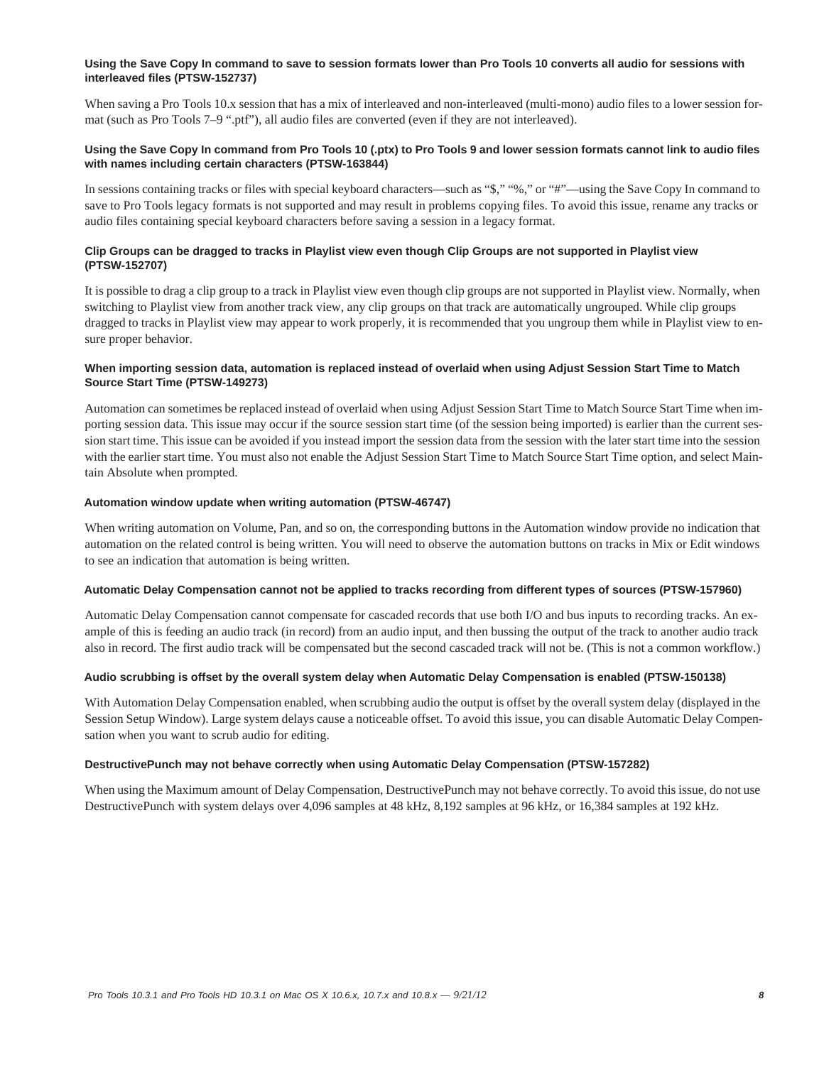#### Using the Save Copy In command to save to session formats lower than Pro Tools 10 converts all audio for sessions with interleaved files (PTSW-152737)

When saving a Pro Tools 10.x session that has a mix of interleaved and non-interleaved (multi-mono) audio files to a lower session format (such as Pro Tools 7–9 ".ptf"), all audio files are converted (even if they are not interleaved).

#### Using the Save Copy In command from Pro Tools 10 (.ptx) to Pro Tools 9 and lower session formats cannot link to audio files with names including certain characters (PTSW-163844)

In sessions containing tracks or files with special keyboard characters—such as "$," "%," or "#"—using the Save Copy In command to save to Pro Tools legacy formats is not supported and may result in problems copying files. To avoid this issue, rename any tracks or audio files containing special keyboard characters before saving a session in a legacy format.

#### Clip Groups can be dragged to tracks in Playlist view even though Clip Groups are not supported in Playlist view (PTSW-152707)

It is possible to drag a clip group to a track in Playlist view even though clip groups are not supported in Playlist view. Normally, when switching to Playlist view from another track view, any clip groups on that track are automatically ungrouped. While clip groups dragged to tracks in Playlist view may appear to work properly, it is recommended that you ungroup them while in Playlist view to ensure proper behavior.

#### When importing session data, automation is replaced instead of overlaid when using Adjust Session Start Time to Match Source Start Time (PTSW-149273)

Automation can sometimes be replaced instead of overlaid when using Adjust Session Start Time to Match Source Start Time when importing session data. This issue may occur if the source session start time (of the session being imported) is earlier than the current session start time. This issue can be avoided if you instead import the session data from the session with the later start time into the session with the earlier start time. You must also not enable the Adjust Session Start Time to Match Source Start Time option, and select Maintain Absolute when prompted.

#### Automation window update when writing automation (PTSW-46747)

When writing automation on Volume, Pan, and so on, the corresponding buttons in the Automation window provide no indication that automation on the related control is being written. You will need to observe the automation buttons on tracks in Mix or Edit windows to see an indication that automation is being written.

#### Automatic Delay Compensation cannot not be applied to tracks recording from different types of sources (PTSW-157960)

Automatic Delay Compensation cannot compensate for cascaded records that use both I/O and bus inputs to recording tracks. An example of this is feeding an audio track (in record) from an audio input, and then bussing the output of the track to another audio track also in record. The first audio track will be compensated but the second cascaded track will not be. (This is not a common workflow.)

#### Audio scrubbing is offset by the overall system delay when Automatic Delay Compensation is enabled (PTSW-150138)

With Automation Delay Compensation enabled, when scrubbing audio the output is offset by the overall system delay (displayed in the Session Setup Window). Large system delays cause a noticeable offset. To avoid this issue, you can disable Automatic Delay Compensation when you want to scrub audio for editing.

#### DestructivePunch may not behave correctly when using Automatic Delay Compensation (PTSW-157282)

When using the Maximum amount of Delay Compensation, DestructivePunch may not behave correctly. To avoid this issue, do not use DestructivePunch with system delays over 4,096 samples at 48 kHz, 8,192 samples at 96 kHz, or 16,384 samples at 192 kHz.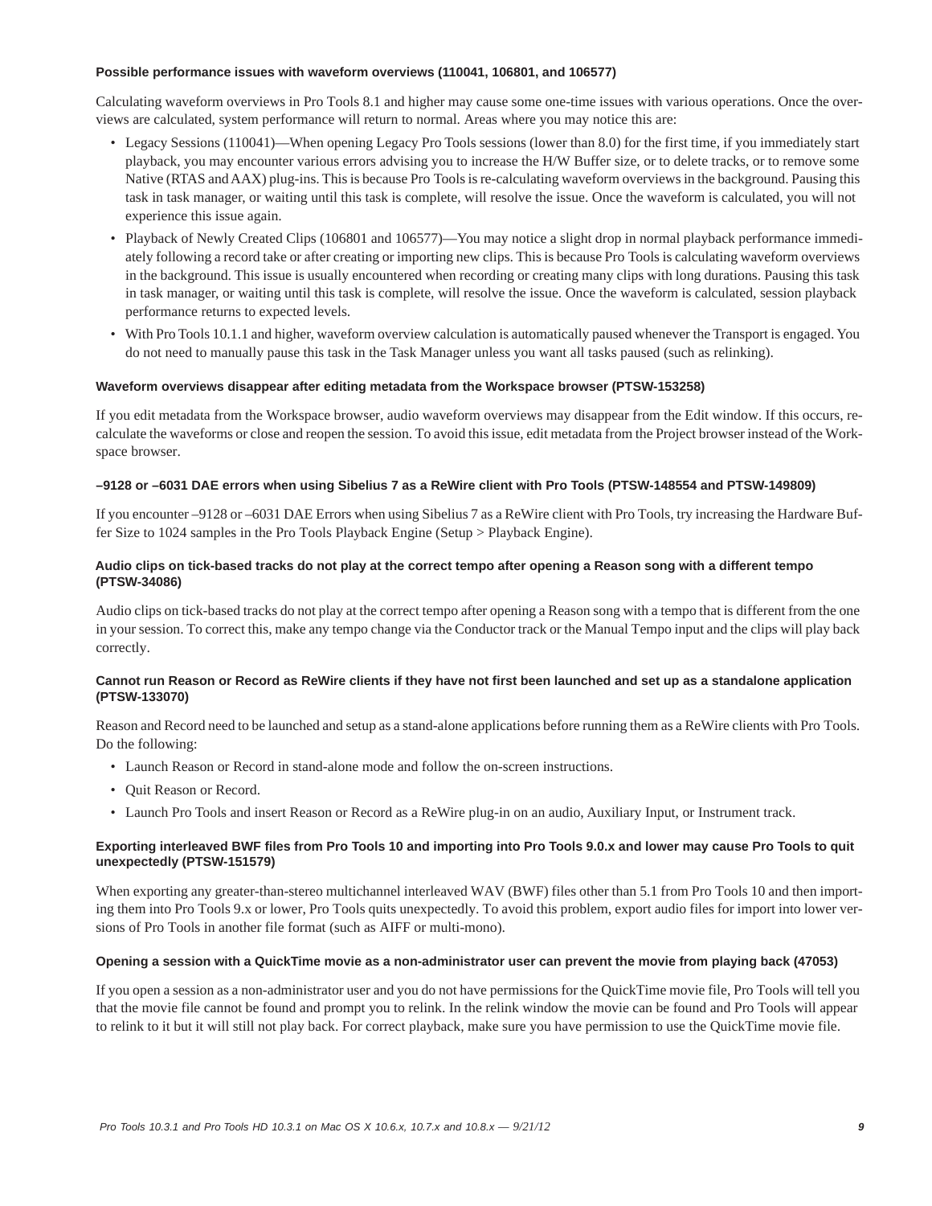#### Possible performance issues with waveform overviews (110041, 106801, and 106577)

Calculating waveform overviews in Pro Tools 8.1 and higher may cause some one-time issues with various operations. Once the overviews are calculated, system performance will return to normal. Areas where you may notice this are:

- Legacy Sessions (110041)—When opening Legacy Pro Tools sessions (lower than 8.0) for the first time, if you immediately start playback, you may encounter various errors advising you to increase the H/W Buffer size, or to delete tracks, or to remove some Native (RTAS and AAX) plug-ins. This is because Pro Tools is re-calculating waveform overviews in the background. Pausing this task in task manager, or waiting until this task is complete, will resolve the issue. Once the waveform is calculated, you will not experience this issue again.
- Playback of Newly Created Clips (106801 and 106577)—You may notice a slight drop in normal playback performance immediately following a record take or after creating or importing new clips. This is because Pro Tools is calculating waveform overviews in the background. This issue is usually encountered when recording or creating many clips with long durations. Pausing this task in task manager, or waiting until this task is complete, will resolve the issue. Once the waveform is calculated, session playback performance returns to expected levels.
- With Pro Tools 10.1.1 and higher, waveform overview calculation is automatically paused whenever the Transport is engaged. You do not need to manually pause this task in the Task Manager unless you want all tasks paused (such as relinking).

#### Waveform overviews disappear after editing metadata from the Workspace browser (PTSW-153258)

If you edit metadata from the Workspace browser, audio waveform overviews may disappear from the Edit window. If this occurs, recalculate the waveforms or close and reopen the session. To avoid this issue, edit metadata from the Project browser instead of the Workspace browser.

#### –9128 or –6031 DAE errors when using Sibelius 7 as a ReWire client with Pro Tools (PTSW-148554 and PTSW-149809)

If you encounter –9128 or –6031 DAE Errors when using Sibelius 7 as a ReWire client with Pro Tools, try increasing the Hardware Buffer Size to 1024 samples in the Pro Tools Playback Engine (Setup > Playback Engine).

#### Audio clips on tick-based tracks do not play at the correct tempo after opening a Reason song with a different tempo (PTSW-34086)

Audio clips on tick-based tracks do not play at the correct tempo after opening a Reason song with a tempo that is different from the one in your session. To correct this, make any tempo change via the Conductor track or the Manual Tempo input and the clips will play back correctly.

#### Cannot run Reason or Record as ReWire clients if they have not first been launched and set up as a standalone application (PTSW-133070)

Reason and Record need to be launched and setup as a stand-alone applications before running them as a ReWire clients with Pro Tools. Do the following:

- Launch Reason or Record in stand-alone mode and follow the on-screen instructions.
- Quit Reason or Record.
- Launch Pro Tools and insert Reason or Record as a ReWire plug-in on an audio, Auxiliary Input, or Instrument track.

#### Exporting interleaved BWF files from Pro Tools 10 and importing into Pro Tools 9.0.x and lower may cause Pro Tools to quit unexpectedly (PTSW-151579)

When exporting any greater-than-stereo multichannel interleaved WAV (BWF) files other than 5.1 from Pro Tools 10 and then importing them into Pro Tools 9.x or lower, Pro Tools quits unexpectedly. To avoid this problem, export audio files for import into lower versions of Pro Tools in another file format (such as AIFF or multi-mono).

#### Opening a session with a QuickTime movie as a non-administrator user can prevent the movie from playing back (47053)

If you open a session as a non-administrator user and you do not have permissions for the QuickTime movie file, Pro Tools will tell you that the movie file cannot be found and prompt you to relink. In the relink window the movie can be found and Pro Tools will appear to relink to it but it will still not play back. For correct playback, make sure you have permission to use the QuickTime movie file.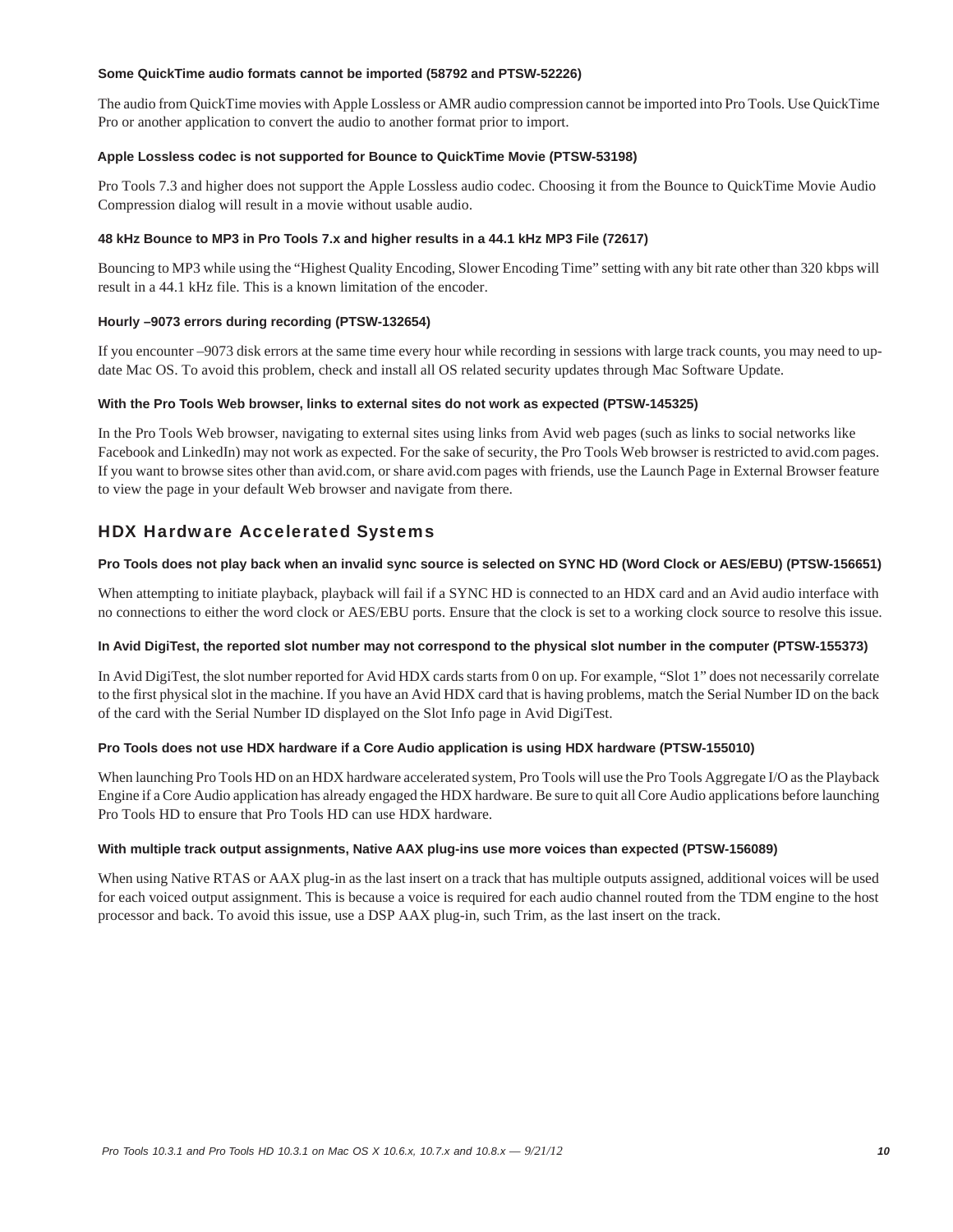#### Some QuickTime audio formats cannot be imported (58792 and PTSW-52226)

The audio from QuickTime movies with Apple Lossless or AMR audio compression cannot be imported into Pro Tools. Use QuickTime Pro or another application to convert the audio to another format prior to import.

#### Apple Lossless codec is not supported for Bounce to QuickTime Movie (PTSW-53198)

Pro Tools 7.3 and higher does not support the Apple Lossless audio codec. Choosing it from the Bounce to QuickTime Movie Audio Compression dialog will result in a movie without usable audio.

#### 48 kHz Bounce to MP3 in Pro Tools 7.x and higher results in a 44.1 kHz MP3 File (72617)

Bouncing to MP3 while using the "Highest Quality Encoding, Slower Encoding Time" setting with any bit rate other than 320 kbps will result in a 44.1 kHz file. This is a known limitation of the encoder.

#### Hourly –9073 errors during recording (PTSW-132654)

If you encounter –9073 disk errors at the same time every hour while recording in sessions with large track counts, you may need to update Mac OS. To avoid this problem, check and install all OS related security updates through Mac Software Update.

#### With the Pro Tools Web browser, links to external sites do not work as expected (PTSW-145325)

In the Pro Tools Web browser, navigating to external sites using links from Avid web pages (such as links to social networks like Facebook and LinkedIn) may not work as expected. For the sake of security, the Pro Tools Web browser is restricted to avid.com pages. If you want to browse sites other than avid.com, or share avid.com pages with friends, use the Launch Page in External Browser feature to view the page in your default Web browser and navigate from there.

## HDX Hardware Accelerated Systems

#### Pro Tools does not play back when an invalid sync source is selected on SYNC HD (Word Clock or AES/EBU) (PTSW-156651)

When attempting to initiate playback, playback will fail if a SYNC HD is connected to an HDX card and an Avid audio interface with no connections to either the word clock or AES/EBU ports. Ensure that the clock is set to a working clock source to resolve this issue.

#### In Avid DigiTest, the reported slot number may not correspond to the physical slot number in the computer (PTSW-155373)

In Avid DigiTest, the slot number reported for Avid HDX cards starts from 0 on up. For example, "Slot 1" does not necessarily correlate to the first physical slot in the machine. If you have an Avid HDX card that is having problems, match the Serial Number ID on the back of the card with the Serial Number ID displayed on the Slot Info page in Avid DigiTest.

#### Pro Tools does not use HDX hardware if a Core Audio application is using HDX hardware (PTSW-155010)

When launching Pro Tools HD on an HDX hardware accelerated system, Pro Tools will use the Pro Tools Aggregate I/O as the Playback Engine if a Core Audio application has already engaged the HDX hardware. Be sure to quit all Core Audio applications before launching Pro Tools HD to ensure that Pro Tools HD can use HDX hardware.

#### With multiple track output assignments, Native AAX plug-ins use more voices than expected (PTSW-156089)

When using Native RTAS or AAX plug-in as the last insert on a track that has multiple outputs assigned, additional voices will be used for each voiced output assignment. This is because a voice is required for each audio channel routed from the TDM engine to the host processor and back. To avoid this issue, use a DSP AAX plug-in, such Trim, as the last insert on the track.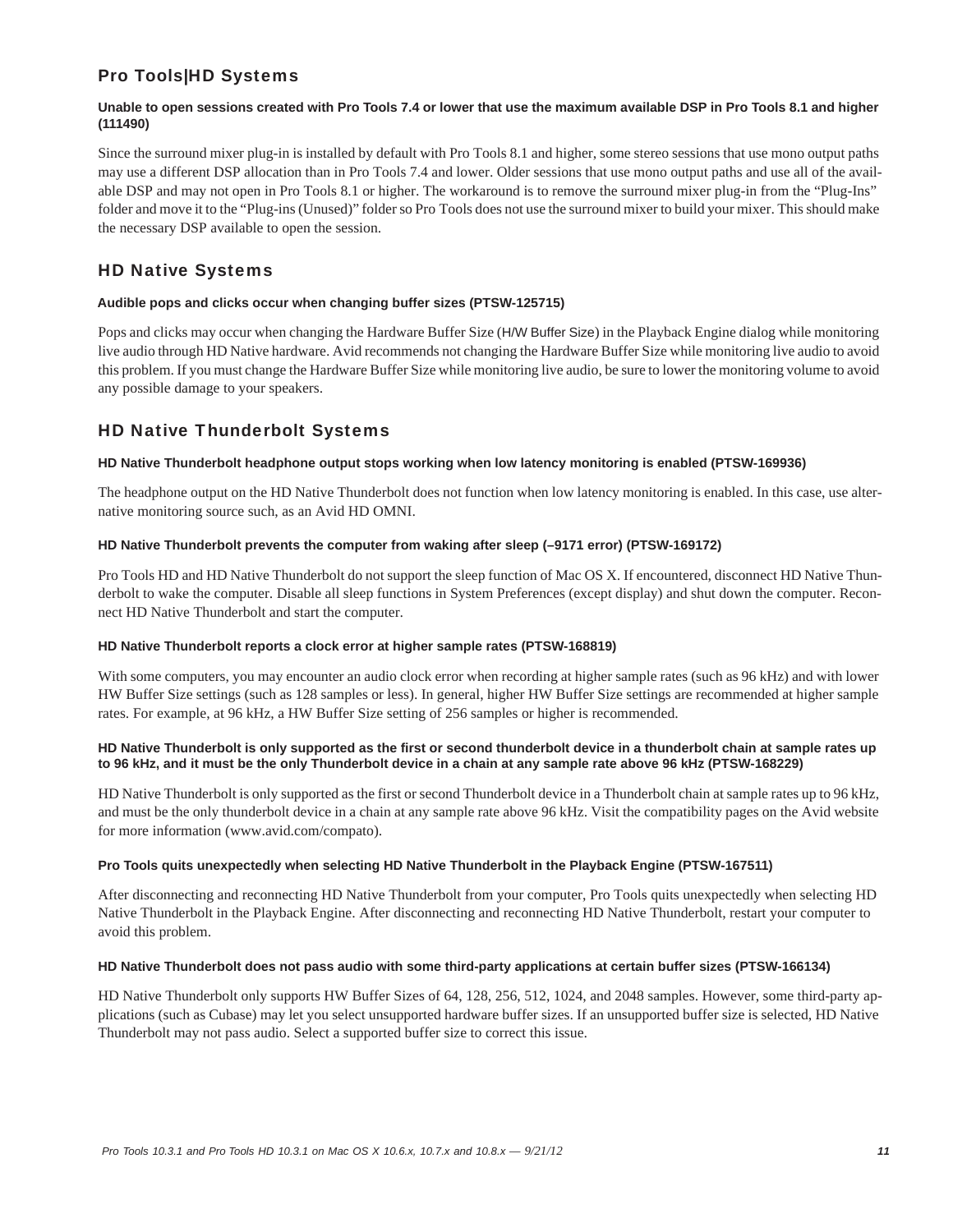## Pro Tools|HD Systems

**Unable to open sessions created with Pro Tools 7.4 or lower that use the maximum available DSP in Pro Tools 8.1 and higher (111490)**

Since the surround mixer plug-in is installed by default with Pro Tools 8.1 and higher, some stereo sessions that use mono output paths may use a different DSP allocation than in Pro Tools 7.4 and lower. Older sessions that use mono output paths and use all of the available DSP and may not open in Pro Tools 8.1 or higher. The workaround is to remove the surround mixer plug-in from the "Plug-Ins" folder and move it to the "Plug-ins (Unused)" folder so Pro Tools does not use the surround mixer to build your mixer. This should make the necessary DSP available to open the session.

## HD Native Systems

**Audible pops and clicks occur when changing buffer sizes (PTSW-125715)**

Pops and clicks may occur when changing the Hardware Buffer Size (H/W Buffer Size) in the Playback Engine dialog while monitoring live audio through HD Native hardware. Avid recommends not changing the Hardware Buffer Size while monitoring live audio to avoid this problem. If you must change the Hardware Buffer Size while monitoring live audio, be sure to lower the monitoring volume to avoid any possible damage to your speakers.

## HD Native Thunderbolt Systems

**HD Native Thunderbolt headphone output stops working when low latency monitoring is enabled (PTSW-169936)**

The headphone output on the HD Native Thunderbolt does not function when low latency monitoring is enabled. In this case, use alternative monitoring source such, as an Avid HD OMNI.

**HD Native Thunderbolt prevents the computer from waking after sleep (–9171 error) (PTSW-169172)**

Pro Tools HD and HD Native Thunderbolt do not support the sleep function of Mac OS X. If encountered, disconnect HD Native Thunderbolt to wake the computer. Disable all sleep functions in System Preferences (except display) and shut down the computer. Reconnect HD Native Thunderbolt and start the computer.

**HD Native Thunderbolt reports a clock error at higher sample rates (PTSW-168819)**

With some computers, you may encounter an audio clock error when recording at higher sample rates (such as 96 kHz) and with lower HW Buffer Size settings (such as 128 samples or less). In general, higher HW Buffer Size settings are recommended at higher sample rates. For example, at 96 kHz, a HW Buffer Size setting of 256 samples or higher is recommended.

**HD Native Thunderbolt is only supported as the first or second thunderbolt device in a thunderbolt chain at sample rates up to 96 kHz, and it must be the only Thunderbolt device in a chain at any sample rate above 96 kHz (PTSW-168229)**

HD Native Thunderbolt is only supported as the first or second Thunderbolt device in a Thunderbolt chain at sample rates up to 96 kHz, and must be the only thunderbolt device in a chain at any sample rate above 96 kHz. Visit the compatibility pages on the Avid website for more information (www.avid.com/compato).

**Pro Tools quits unexpectedly when selecting HD Native Thunderbolt in the Playback Engine (PTSW-167511)**

After disconnecting and reconnecting HD Native Thunderbolt from your computer, Pro Tools quits unexpectedly when selecting HD Native Thunderbolt in the Playback Engine. After disconnecting and reconnecting HD Native Thunderbolt, restart your computer to avoid this problem.

**HD Native Thunderbolt does not pass audio with some third-party applications at certain buffer sizes (PTSW-166134)**

HD Native Thunderbolt only supports HW Buffer Sizes of 64, 128, 256, 512, 1024, and 2048 samples. However, some third-party applications (such as Cubase) may let you select unsupported hardware buffer sizes. If an unsupported buffer size is selected, HD Native Thunderbolt may not pass audio. Select a supported buffer size to correct this issue.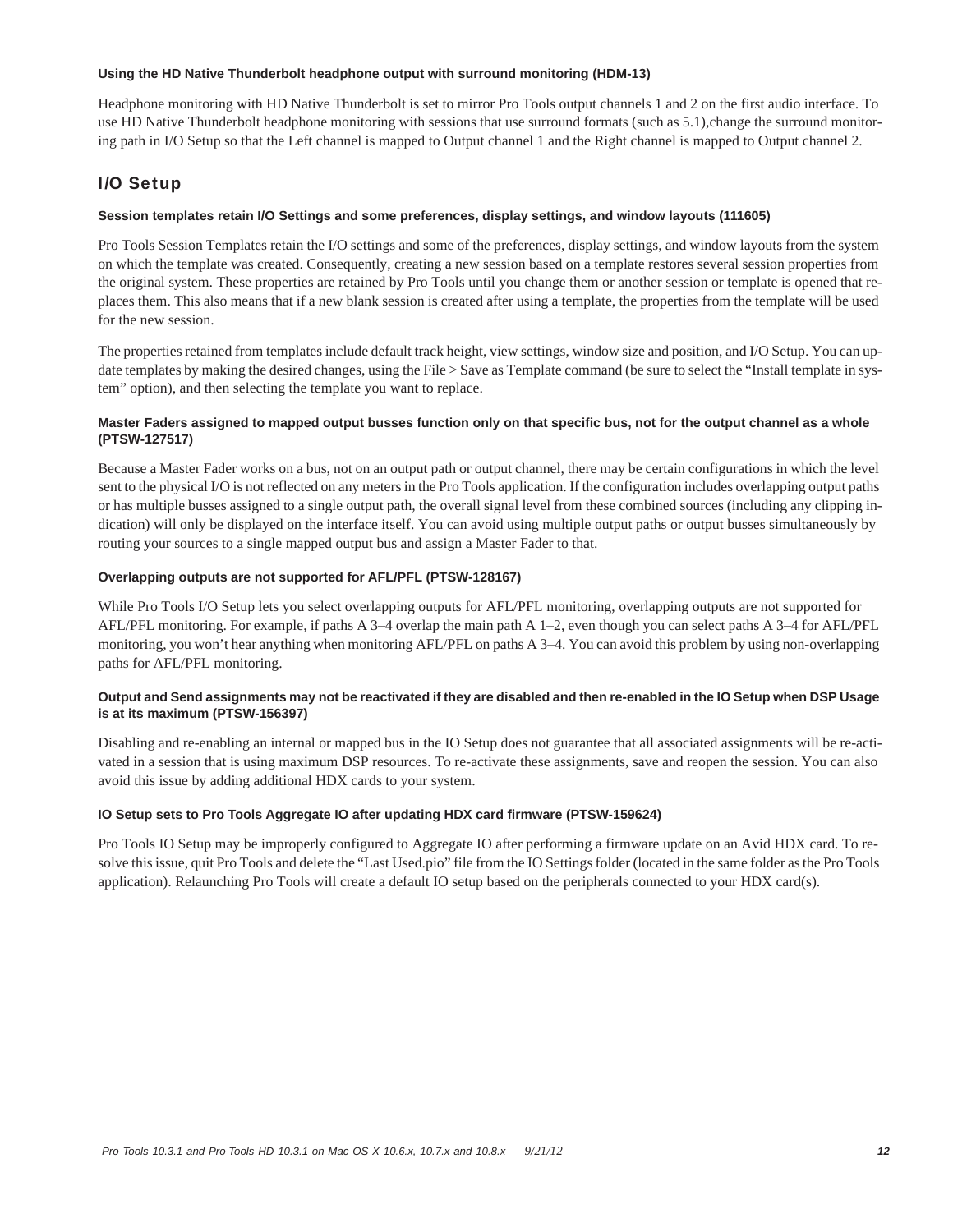#### Using the HD Native Thunderbolt headphone output with surround monitoring (HDM-13)

Headphone monitoring with HD Native Thunderbolt is set to mirror Pro Tools output channels 1 and 2 on the first audio interface. To use HD Native Thunderbolt headphone monitoring with sessions that use surround formats (such as 5.1),change the surround monitoring path in I/O Setup so that the Left channel is mapped to Output channel 1 and the Right channel is mapped to Output channel 2.

## I/O Setup

#### Session templates retain I/O Settings and some preferences, display settings, and window layouts (111605)

Pro Tools Session Templates retain the I/O settings and some of the preferences, display settings, and window layouts from the system on which the template was created. Consequently, creating a new session based on a template restores several session properties from the original system. These properties are retained by Pro Tools until you change them or another session or template is opened that replaces them. This also means that if a new blank session is created after using a template, the properties from the template will be used for the new session.

The properties retained from templates include default track height, view settings, window size and position, and I/O Setup. You can update templates by making the desired changes, using the File > Save as Template command (be sure to select the "Install template in system" option), and then selecting the template you want to replace.

#### Master Faders assigned to mapped output busses function only on that specific bus, not for the output channel as a whole (PTSW-127517)

Because a Master Fader works on a bus, not on an output path or output channel, there may be certain configurations in which the level sent to the physical I/O is not reflected on any meters in the Pro Tools application. If the configuration includes overlapping output paths or has multiple busses assigned to a single output path, the overall signal level from these combined sources (including any clipping indication) will only be displayed on the interface itself. You can avoid using multiple output paths or output busses simultaneously by routing your sources to a single mapped output bus and assign a Master Fader to that.

#### Overlapping outputs are not supported for AFL/PFL (PTSW-128167)

While Pro Tools I/O Setup lets you select overlapping outputs for AFL/PFL monitoring, overlapping outputs are not supported for AFL/PFL monitoring. For example, if paths A 3–4 overlap the main path A 1–2, even though you can select paths A 3–4 for AFL/PFL monitoring, you won't hear anything when monitoring AFL/PFL on paths A 3–4. You can avoid this problem by using non-overlapping paths for AFL/PFL monitoring.

#### Output and Send assignments may not be reactivated if they are disabled and then re-enabled in the IO Setup when DSP Usage is at its maximum (PTSW-156397)

Disabling and re-enabling an internal or mapped bus in the IO Setup does not guarantee that all associated assignments will be re-activated in a session that is using maximum DSP resources. To re-activate these assignments, save and reopen the session. You can also avoid this issue by adding additional HDX cards to your system.

#### IO Setup sets to Pro Tools Aggregate IO after updating HDX card firmware (PTSW-159624)

Pro Tools IO Setup may be improperly configured to Aggregate IO after performing a firmware update on an Avid HDX card. To resolve this issue, quit Pro Tools and delete the "Last Used.pio" file from the IO Settings folder (located in the same folder as the Pro Tools application). Relaunching Pro Tools will create a default IO setup based on the peripherals connected to your HDX card(s).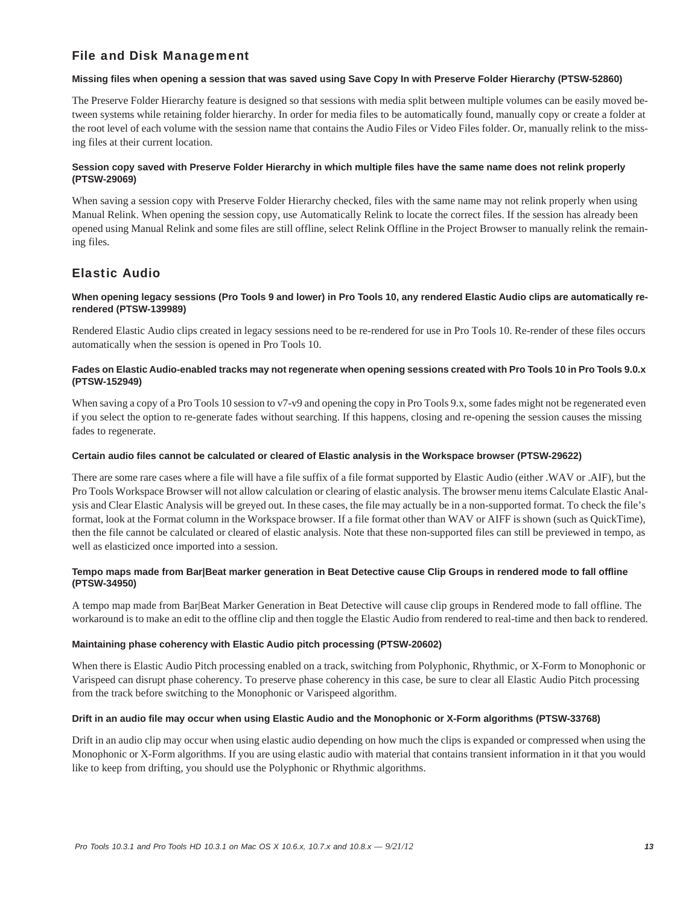## File and Disk Management

**Missing files when opening a session that was saved using Save Copy In with Preserve Folder Hierarchy (PTSW-52860)**

The Preserve Folder Hierarchy feature is designed so that sessions with media split between multiple volumes can be easily moved between systems while retaining folder hierarchy. In order for media files to be automatically found, manually copy or create a folder at the root level of each volume with the session name that contains the Audio Files or Video Files folder. Or, manually relink to the missing files at their current location.

**Session copy saved with Preserve Folder Hierarchy in which multiple files have the same name does not relink properly (PTSW-29069)**

When saving a session copy with Preserve Folder Hierarchy checked, files with the same name may not relink properly when using Manual Relink. When opening the session copy, use Automatically Relink to locate the correct files. If the session has already been opened using Manual Relink and some files are still offline, select Relink Offline in the Project Browser to manually relink the remaining files.

## Elastic Audio

**When opening legacy sessions (Pro Tools 9 and lower) in Pro Tools 10, any rendered Elastic Audio clips are automatically re-rendered (PTSW-139989)**

Rendered Elastic Audio clips created in legacy sessions need to be re-rendered for use in Pro Tools 10. Re-render of these files occurs automatically when the session is opened in Pro Tools 10.

**Fades on Elastic Audio-enabled tracks may not regenerate when opening sessions created with Pro Tools 10 in Pro Tools 9.0.x (PTSW-152949)**

When saving a copy of a Pro Tools 10 session to v7-v9 and opening the copy in Pro Tools 9.x, some fades might not be regenerated even if you select the option to re-generate fades without searching. If this happens, closing and re-opening the session causes the missing fades to regenerate.

**Certain audio files cannot be calculated or cleared of Elastic analysis in the Workspace browser (PTSW-29622)**

There are some rare cases where a file will have a file suffix of a file format supported by Elastic Audio (either .WAV or .AIF), but the Pro Tools Workspace Browser will not allow calculation or clearing of elastic analysis. The browser menu items Calculate Elastic Analysis and Clear Elastic Analysis will be greyed out. In these cases, the file may actually be in a non-supported format. To check the file's format, look at the Format column in the Workspace browser. If a file format other than WAV or AIFF is shown (such as QuickTime), then the file cannot be calculated or cleared of elastic analysis. Note that these non-supported files can still be previewed in tempo, as well as elasticized once imported into a session.

**Tempo maps made from Bar|Beat marker generation in Beat Detective cause Clip Groups in rendered mode to fall offline (PTSW-34950)**

A tempo map made from Bar|Beat Marker Generation in Beat Detective will cause clip groups in Rendered mode to fall offline. The workaround is to make an edit to the offline clip and then toggle the Elastic Audio from rendered to real-time and then back to rendered.

**Maintaining phase coherency with Elastic Audio pitch processing (PTSW-20602)**

When there is Elastic Audio Pitch processing enabled on a track, switching from Polyphonic, Rhythmic, or X-Form to Monophonic or Varispeed can disrupt phase coherency. To preserve phase coherency in this case, be sure to clear all Elastic Audio Pitch processing from the track before switching to the Monophonic or Varispeed algorithm.

**Drift in an audio file may occur when using Elastic Audio and the Monophonic or X-Form algorithms (PTSW-33768)**

Drift in an audio clip may occur when using elastic audio depending on how much the clips is expanded or compressed when using the Monophonic or X-Form algorithms. If you are using elastic audio with material that contains transient information in it that you would like to keep from drifting, you should use the Polyphonic or Rhythmic algorithms.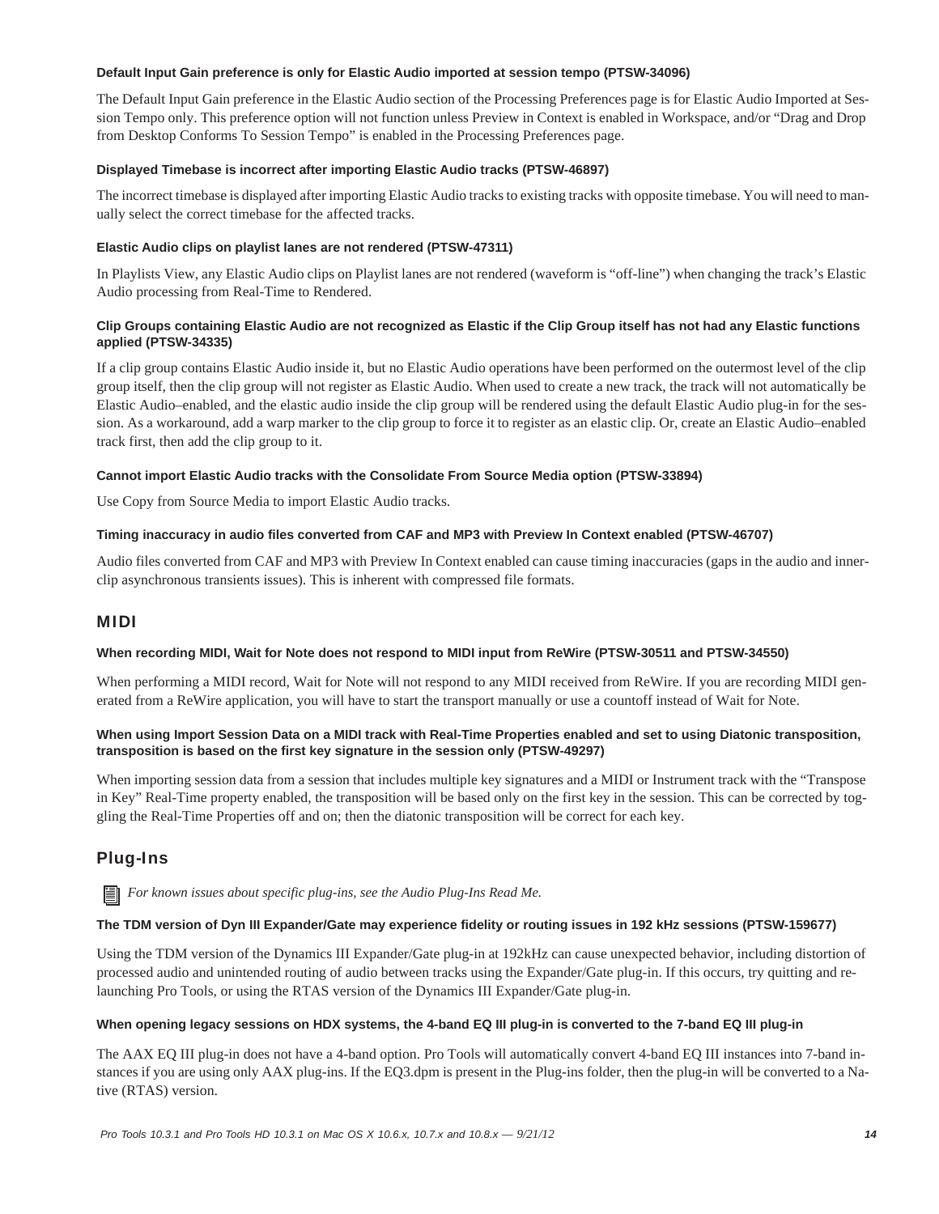#### Default Input Gain preference is only for Elastic Audio imported at session tempo (PTSW-34096)

The Default Input Gain preference in the Elastic Audio section of the Processing Preferences page is for Elastic Audio Imported at Session Tempo only. This preference option will not function unless Preview in Context is enabled in Workspace, and/or "Drag and Drop from Desktop Conforms To Session Tempo" is enabled in the Processing Preferences page.

#### Displayed Timebase is incorrect after importing Elastic Audio tracks (PTSW-46897)

The incorrect timebase is displayed after importing Elastic Audio tracks to existing tracks with opposite timebase. You will need to manually select the correct timebase for the affected tracks.

#### Elastic Audio clips on playlist lanes are not rendered (PTSW-47311)

In Playlists View, any Elastic Audio clips on Playlist lanes are not rendered (waveform is "off-line") when changing the track's Elastic Audio processing from Real-Time to Rendered.

#### Clip Groups containing Elastic Audio are not recognized as Elastic if the Clip Group itself has not had any Elastic functions applied (PTSW-34335)

If a clip group contains Elastic Audio inside it, but no Elastic Audio operations have been performed on the outermost level of the clip group itself, then the clip group will not register as Elastic Audio. When used to create a new track, the track will not automatically be Elastic Audio–enabled, and the elastic audio inside the clip group will be rendered using the default Elastic Audio plug-in for the session. As a workaround, add a warp marker to the clip group to force it to register as an elastic clip. Or, create an Elastic Audio–enabled track first, then add the clip group to it.

#### Cannot import Elastic Audio tracks with the Consolidate From Source Media option (PTSW-33894)

Use Copy from Source Media to import Elastic Audio tracks.

#### Timing inaccuracy in audio files converted from CAF and MP3 with Preview In Context enabled (PTSW-46707)

Audio files converted from CAF and MP3 with Preview In Context enabled can cause timing inaccuracies (gaps in the audio and inner-clip asynchronous transients issues). This is inherent with compressed file formats.

## MIDI

#### When recording MIDI, Wait for Note does not respond to MIDI input from ReWire (PTSW-30511 and PTSW-34550)

When performing a MIDI record, Wait for Note will not respond to any MIDI received from ReWire. If you are recording MIDI generated from a ReWire application, you will have to start the transport manually or use a countoff instead of Wait for Note.

#### When using Import Session Data on a MIDI track with Real-Time Properties enabled and set to using Diatonic transposition, transposition is based on the first key signature in the session only (PTSW-49297)

When importing session data from a session that includes multiple key signatures and a MIDI or Instrument track with the "Transpose in Key" Real-Time property enabled, the transposition will be based only on the first key in the session. This can be corrected by toggling the Real-Time Properties off and on; then the diatonic transposition will be correct for each key.

## Plug-Ins

*For known issues about specific plug-ins, see the Audio Plug-Ins Read Me.*

#### The TDM version of Dyn III Expander/Gate may experience fidelity or routing issues in 192 kHz sessions (PTSW-159677)

Using the TDM version of the Dynamics III Expander/Gate plug-in at 192kHz can cause unexpected behavior, including distortion of processed audio and unintended routing of audio between tracks using the Expander/Gate plug-in. If this occurs, try quitting and relaunching Pro Tools, or using the RTAS version of the Dynamics III Expander/Gate plug-in.

#### When opening legacy sessions on HDX systems, the 4-band EQ III plug-in is converted to the 7-band EQ III plug-in

The AAX EQ III plug-in does not have a 4-band option. Pro Tools will automatically convert 4-band EQ III instances into 7-band instances if you are using only AAX plug-ins. If the EQ3.dpm is present in the Plug-ins folder, then the plug-in will be converted to a Native (RTAS) version.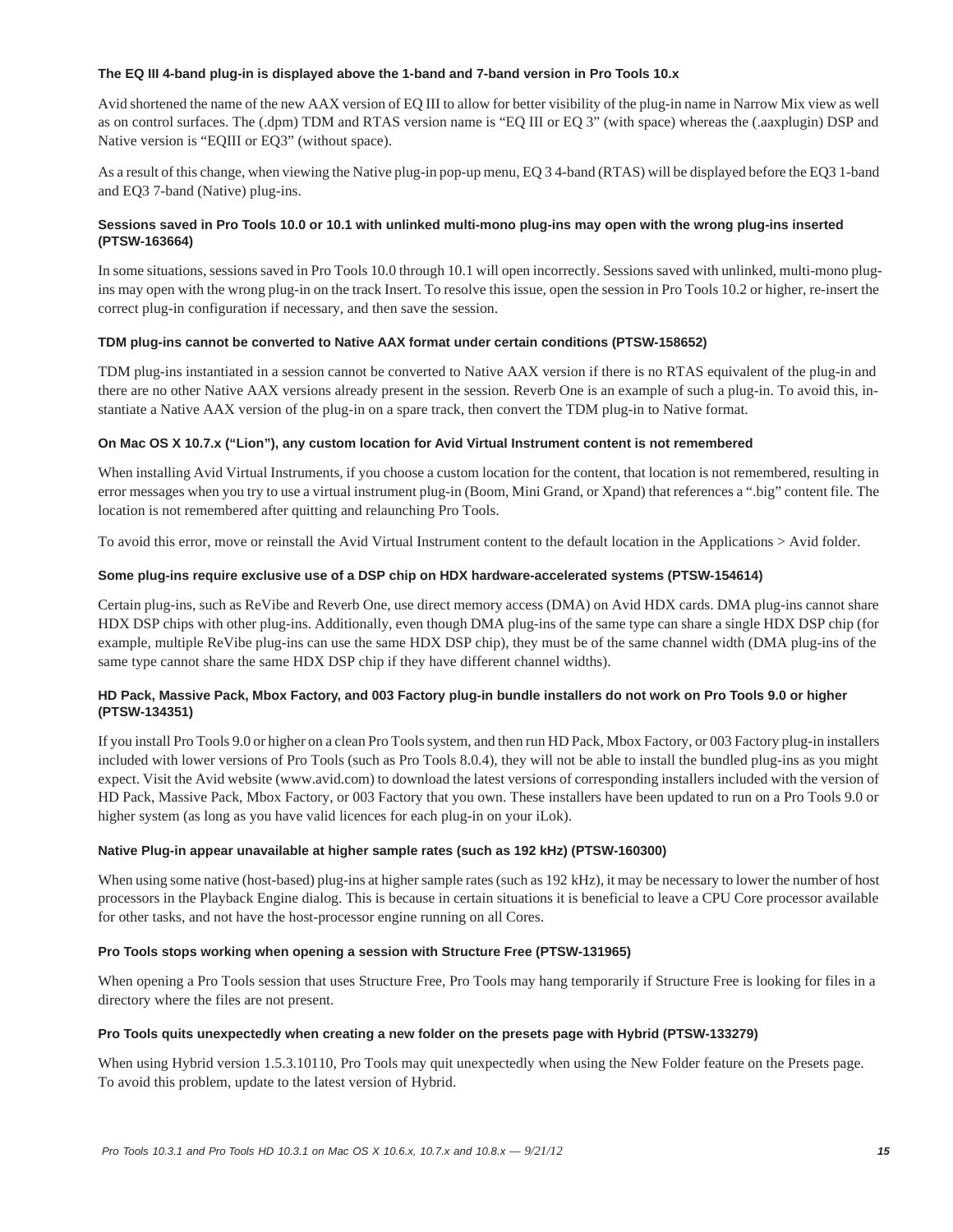#### The EQ III 4-band plug-in is displayed above the 1-band and 7-band version in Pro Tools 10.x

Avid shortened the name of the new AAX version of EQ III to allow for better visibility of the plug-in name in Narrow Mix view as well as on control surfaces. The (.dpm) TDM and RTAS version name is "EQ III or EQ 3" (with space) whereas the (.aaxplugin) DSP and Native version is "EQIII or EQ3" (without space).

As a result of this change, when viewing the Native plug-in pop-up menu, EQ 3 4-band (RTAS) will be displayed before the EQ3 1-band and EQ3 7-band (Native) plug-ins.

#### Sessions saved in Pro Tools 10.0 or 10.1 with unlinked multi-mono plug-ins may open with the wrong plug-ins inserted (PTSW-163664)

In some situations, sessions saved in Pro Tools 10.0 through 10.1 will open incorrectly. Sessions saved with unlinked, multi-mono plug-ins may open with the wrong plug-in on the track Insert. To resolve this issue, open the session in Pro Tools 10.2 or higher, re-insert the correct plug-in configuration if necessary, and then save the session.

#### TDM plug-ins cannot be converted to Native AAX format under certain conditions (PTSW-158652)

TDM plug-ins instantiated in a session cannot be converted to Native AAX version if there is no RTAS equivalent of the plug-in and there are no other Native AAX versions already present in the session. Reverb One is an example of such a plug-in. To avoid this, instantiate a Native AAX version of the plug-in on a spare track, then convert the TDM plug-in to Native format.

#### On Mac OS X 10.7.x ("Lion"), any custom location for Avid Virtual Instrument content is not remembered

When installing Avid Virtual Instruments, if you choose a custom location for the content, that location is not remembered, resulting in error messages when you try to use a virtual instrument plug-in (Boom, Mini Grand, or Xpand) that references a ".big" content file. The location is not remembered after quitting and relaunching Pro Tools.

To avoid this error, move or reinstall the Avid Virtual Instrument content to the default location in the Applications > Avid folder.

#### Some plug-ins require exclusive use of a DSP chip on HDX hardware-accelerated systems (PTSW-154614)

Certain plug-ins, such as ReVibe and Reverb One, use direct memory access (DMA) on Avid HDX cards. DMA plug-ins cannot share HDX DSP chips with other plug-ins. Additionally, even though DMA plug-ins of the same type can share a single HDX DSP chip (for example, multiple ReVibe plug-ins can use the same HDX DSP chip), they must be of the same channel width (DMA plug-ins of the same type cannot share the same HDX DSP chip if they have different channel widths).

#### HD Pack, Massive Pack, Mbox Factory, and 003 Factory plug-in bundle installers do not work on Pro Tools 9.0 or higher (PTSW-134351)

If you install Pro Tools 9.0 or higher on a clean Pro Tools system, and then run HD Pack, Mbox Factory, or 003 Factory plug-in installers included with lower versions of Pro Tools (such as Pro Tools 8.0.4), they will not be able to install the bundled plug-ins as you might expect. Visit the Avid website (www.avid.com) to download the latest versions of corresponding installers included with the version of HD Pack, Massive Pack, Mbox Factory, or 003 Factory that you own. These installers have been updated to run on a Pro Tools 9.0 or higher system (as long as you have valid licences for each plug-in on your iLok).

#### Native Plug-in appear unavailable at higher sample rates (such as 192 kHz) (PTSW-160300)

When using some native (host-based) plug-ins at higher sample rates (such as 192 kHz), it may be necessary to lower the number of host processors in the Playback Engine dialog. This is because in certain situations it is beneficial to leave a CPU Core processor available for other tasks, and not have the host-processor engine running on all Cores.

#### Pro Tools stops working when opening a session with Structure Free (PTSW-131965)

When opening a Pro Tools session that uses Structure Free, Pro Tools may hang temporarily if Structure Free is looking for files in a directory where the files are not present.

#### Pro Tools quits unexpectedly when creating a new folder on the presets page with Hybrid (PTSW-133279)

When using Hybrid version 1.5.3.10110, Pro Tools may quit unexpectedly when using the New Folder feature on the Presets page. To avoid this problem, update to the latest version of Hybrid.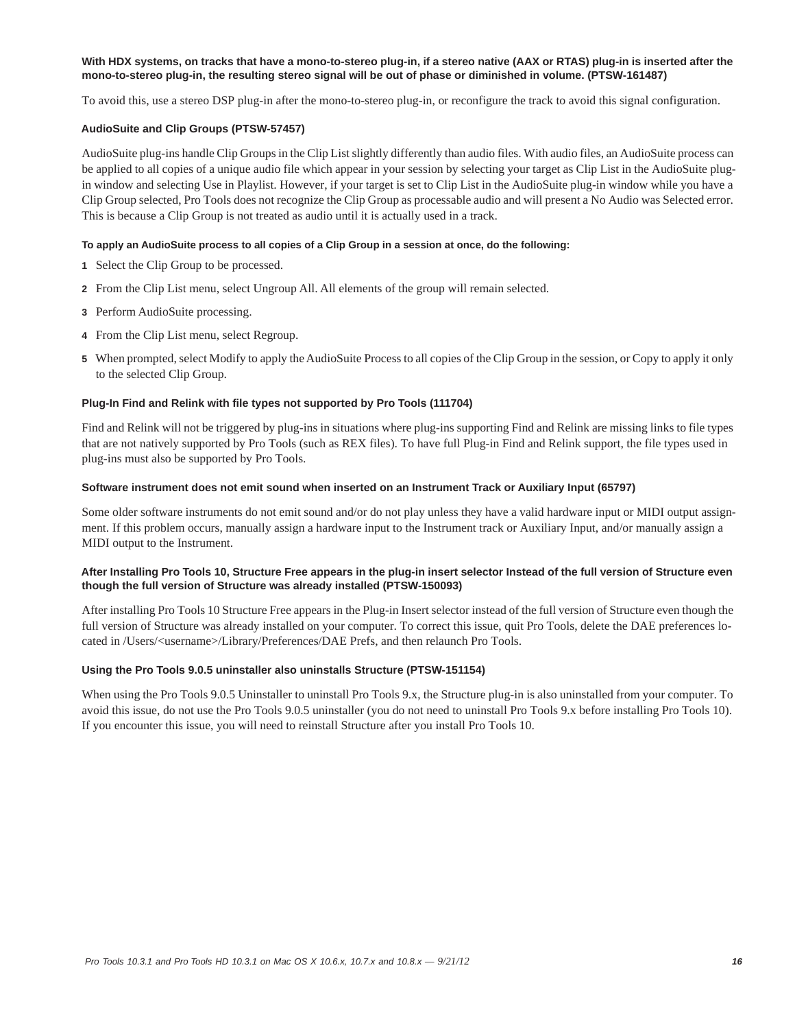#### With HDX systems, on tracks that have a mono-to-stereo plug-in, if a stereo native (AAX or RTAS) plug-in is inserted after the mono-to-stereo plug-in, the resulting stereo signal will be out of phase or diminished in volume. (PTSW-161487)

To avoid this, use a stereo DSP plug-in after the mono-to-stereo plug-in, or reconfigure the track to avoid this signal configuration.

#### AudioSuite and Clip Groups (PTSW-57457)

AudioSuite plug-ins handle Clip Groups in the Clip List slightly differently than audio files. With audio files, an AudioSuite process can be applied to all copies of a unique audio file which appear in your session by selecting your target as Clip List in the AudioSuite plug-in window and selecting Use in Playlist. However, if your target is set to Clip List in the AudioSuite plug-in window while you have a Clip Group selected, Pro Tools does not recognize the Clip Group as processable audio and will present a No Audio was Selected error. This is because a Clip Group is not treated as audio until it is actually used in a track.

**To apply an AudioSuite process to all copies of a Clip Group in a session at once, do the following:**

1. Select the Clip Group to be processed.
2. From the Clip List menu, select Ungroup All. All elements of the group will remain selected.
3. Perform AudioSuite processing.
4. From the Clip List menu, select Regroup.
5. When prompted, select Modify to apply the AudioSuite Process to all copies of the Clip Group in the session, or Copy to apply it only to the selected Clip Group.

#### Plug-In Find and Relink with file types not supported by Pro Tools (111704)

Find and Relink will not be triggered by plug-ins in situations where plug-ins supporting Find and Relink are missing links to file types that are not natively supported by Pro Tools (such as REX files). To have full Plug-in Find and Relink support, the file types used in plug-ins must also be supported by Pro Tools.

#### Software instrument does not emit sound when inserted on an Instrument Track or Auxiliary Input (65797)

Some older software instruments do not emit sound and/or do not play unless they have a valid hardware input or MIDI output assignment. If this problem occurs, manually assign a hardware input to the Instrument track or Auxiliary Input, and/or manually assign a MIDI output to the Instrument.

#### After Installing Pro Tools 10, Structure Free appears in the plug-in insert selector Instead of the full version of Structure even though the full version of Structure was already installed (PTSW-150093)

After installing Pro Tools 10 Structure Free appears in the Plug-in Insert selector instead of the full version of Structure even though the full version of Structure was already installed on your computer. To correct this issue, quit Pro Tools, delete the DAE preferences located in /Users/<username>/Library/Preferences/DAE Prefs, and then relaunch Pro Tools.

#### Using the Pro Tools 9.0.5 uninstaller also uninstalls Structure (PTSW-151154)

When using the Pro Tools 9.0.5 Uninstaller to uninstall Pro Tools 9.x, the Structure plug-in is also uninstalled from your computer. To avoid this issue, do not use the Pro Tools 9.0.5 uninstaller (you do not need to uninstall Pro Tools 9.x before installing Pro Tools 10). If you encounter this issue, you will need to reinstall Structure after you install Pro Tools 10.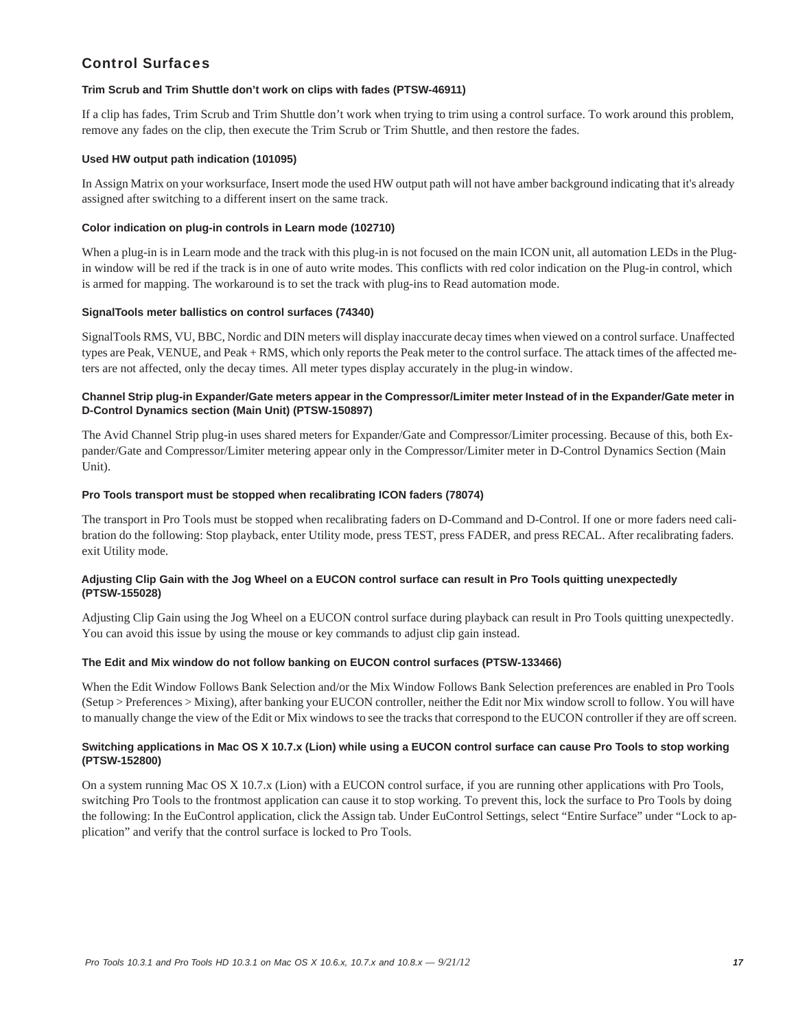## Control Surfaces

#### Trim Scrub and Trim Shuttle don’t work on clips with fades (PTSW-46911)

If a clip has fades, Trim Scrub and Trim Shuttle don’t work when trying to trim using a control surface. To work around this problem, remove any fades on the clip, then execute the Trim Scrub or Trim Shuttle, and then restore the fades.

#### Used HW output path indication (101095)

In Assign Matrix on your worksurface, Insert mode the used HW output path will not have amber background indicating that it's already assigned after switching to a different insert on the same track.

#### Color indication on plug-in controls in Learn mode (102710)

When a plug-in is in Learn mode and the track with this plug-in is not focused on the main ICON unit, all automation LEDs in the Plug-in window will be red if the track is in one of auto write modes. This conflicts with red color indication on the Plug-in control, which is armed for mapping. The workaround is to set the track with plug-ins to Read automation mode.

#### SignalTools meter ballistics on control surfaces (74340)

SignalTools RMS, VU, BBC, Nordic and DIN meters will display inaccurate decay times when viewed on a control surface. Unaffected types are Peak, VENUE, and Peak + RMS, which only reports the Peak meter to the control surface. The attack times of the affected meters are not affected, only the decay times. All meter types display accurately in the plug-in window.

#### Channel Strip plug-in Expander/Gate meters appear in the Compressor/Limiter meter Instead of in the Expander/Gate meter in D-Control Dynamics section (Main Unit) (PTSW-150897)

The Avid Channel Strip plug-in uses shared meters for Expander/Gate and Compressor/Limiter processing. Because of this, both Expander/Gate and Compressor/Limiter metering appear only in the Compressor/Limiter meter in D-Control Dynamics Section (Main Unit).

#### Pro Tools transport must be stopped when recalibrating ICON faders (78074)

The transport in Pro Tools must be stopped when recalibrating faders on D-Command and D-Control. If one or more faders need calibration do the following: Stop playback, enter Utility mode, press TEST, press FADER, and press RECAL. After recalibrating faders. exit Utility mode.

#### Adjusting Clip Gain with the Jog Wheel on a EUCON control surface can result in Pro Tools quitting unexpectedly (PTSW-155028)

Adjusting Clip Gain using the Jog Wheel on a EUCON control surface during playback can result in Pro Tools quitting unexpectedly. You can avoid this issue by using the mouse or key commands to adjust clip gain instead.

#### The Edit and Mix window do not follow banking on EUCON control surfaces (PTSW-133466)

When the Edit Window Follows Bank Selection and/or the Mix Window Follows Bank Selection preferences are enabled in Pro Tools (Setup > Preferences > Mixing), after banking your EUCON controller, neither the Edit nor Mix window scroll to follow. You will have to manually change the view of the Edit or Mix windows to see the tracks that correspond to the EUCON controller if they are off screen.

#### Switching applications in Mac OS X 10.7.x (Lion) while using a EUCON control surface can cause Pro Tools to stop working (PTSW-152800)

On a system running Mac OS X 10.7.x (Lion) with a EUCON control surface, if you are running other applications with Pro Tools, switching Pro Tools to the frontmost application can cause it to stop working. To prevent this, lock the surface to Pro Tools by doing the following: In the EuControl application, click the Assign tab. Under EuControl Settings, select “Entire Surface” under “Lock to application” and verify that the control surface is locked to Pro Tools.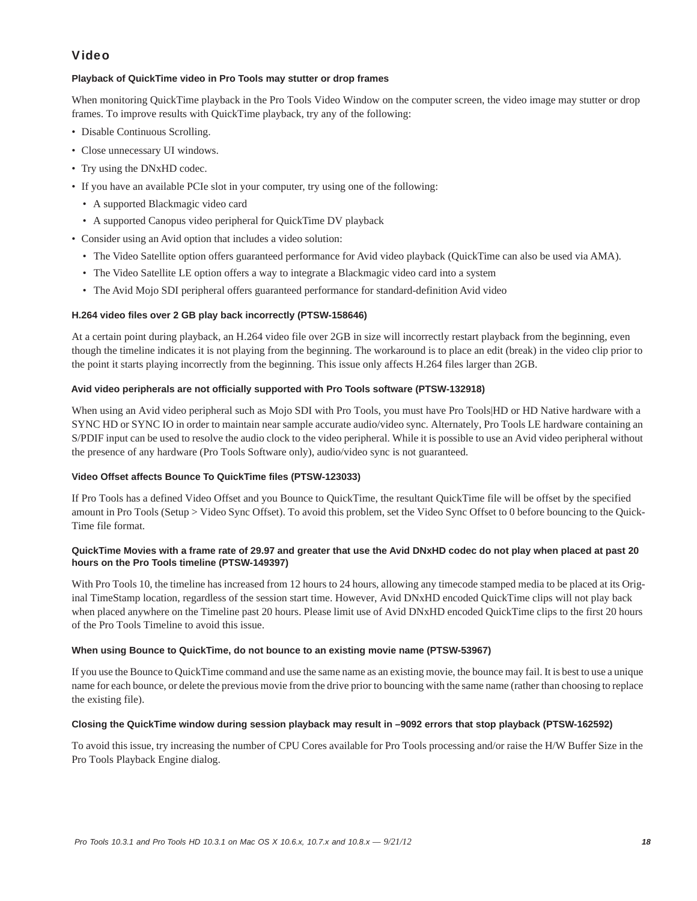## Video

#### Playback of QuickTime video in Pro Tools may stutter or drop frames

When monitoring QuickTime playback in the Pro Tools Video Window on the computer screen, the video image may stutter or drop frames. To improve results with QuickTime playback, try any of the following:

- Disable Continuous Scrolling.
- Close unnecessary UI windows.
- Try using the DNxHD codec.
- If you have an available PCIe slot in your computer, try using one of the following:
  - A supported Blackmagic video card
  - A supported Canopus video peripheral for QuickTime DV playback
- Consider using an Avid option that includes a video solution:
  - The Video Satellite option offers guaranteed performance for Avid video playback (QuickTime can also be used via AMA).
  - The Video Satellite LE option offers a way to integrate a Blackmagic video card into a system
  - The Avid Mojo SDI peripheral offers guaranteed performance for standard-definition Avid video

#### H.264 video files over 2 GB play back incorrectly (PTSW-158646)

At a certain point during playback, an H.264 video file over 2GB in size will incorrectly restart playback from the beginning, even though the timeline indicates it is not playing from the beginning. The workaround is to place an edit (break) in the video clip prior to the point it starts playing incorrectly from the beginning. This issue only affects H.264 files larger than 2GB.

#### Avid video peripherals are not officially supported with Pro Tools software (PTSW-132918)

When using an Avid video peripheral such as Mojo SDI with Pro Tools, you must have Pro Tools|HD or HD Native hardware with a SYNC HD or SYNC IO in order to maintain near sample accurate audio/video sync. Alternately, Pro Tools LE hardware containing an S/PDIF input can be used to resolve the audio clock to the video peripheral. While it is possible to use an Avid video peripheral without the presence of any hardware (Pro Tools Software only), audio/video sync is not guaranteed.

#### Video Offset affects Bounce To QuickTime files (PTSW-123033)

If Pro Tools has a defined Video Offset and you Bounce to QuickTime, the resultant QuickTime file will be offset by the specified amount in Pro Tools (Setup > Video Sync Offset). To avoid this problem, set the Video Sync Offset to 0 before bouncing to the QuickTime file format.

#### QuickTime Movies with a frame rate of 29.97 and greater that use the Avid DNxHD codec do not play when placed at past 20 hours on the Pro Tools timeline (PTSW-149397)

With Pro Tools 10, the timeline has increased from 12 hours to 24 hours, allowing any timecode stamped media to be placed at its Original TimeStamp location, regardless of the session start time. However, Avid DNxHD encoded QuickTime clips will not play back when placed anywhere on the Timeline past 20 hours. Please limit use of Avid DNxHD encoded QuickTime clips to the first 20 hours of the Pro Tools Timeline to avoid this issue.

#### When using Bounce to QuickTime, do not bounce to an existing movie name (PTSW-53967)

If you use the Bounce to QuickTime command and use the same name as an existing movie, the bounce may fail. It is best to use a unique name for each bounce, or delete the previous movie from the drive prior to bouncing with the same name (rather than choosing to replace the existing file).

#### Closing the QuickTime window during session playback may result in –9092 errors that stop playback (PTSW-162592)

To avoid this issue, try increasing the number of CPU Cores available for Pro Tools processing and/or raise the H/W Buffer Size in the Pro Tools Playback Engine dialog.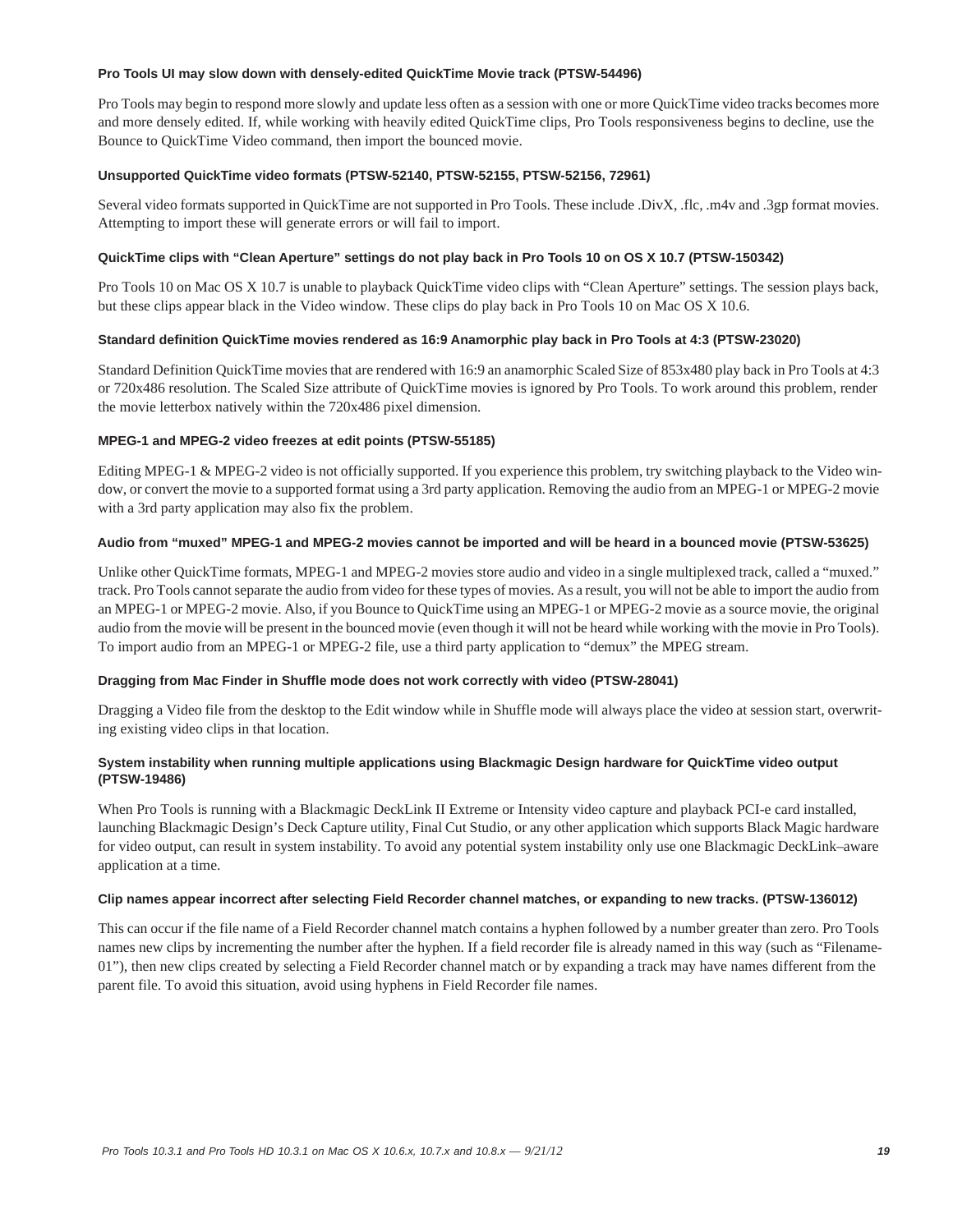#### Pro Tools UI may slow down with densely-edited QuickTime Movie track (PTSW-54496)

Pro Tools may begin to respond more slowly and update less often as a session with one or more QuickTime video tracks becomes more and more densely edited. If, while working with heavily edited QuickTime clips, Pro Tools responsiveness begins to decline, use the Bounce to QuickTime Video command, then import the bounced movie.

#### Unsupported QuickTime video formats (PTSW-52140, PTSW-52155, PTSW-52156, 72961)

Several video formats supported in QuickTime are not supported in Pro Tools. These include .DivX, .flc, .m4v and .3gp format movies. Attempting to import these will generate errors or will fail to import.

#### QuickTime clips with “Clean Aperture” settings do not play back in Pro Tools 10 on OS X 10.7 (PTSW-150342)

Pro Tools 10 on Mac OS X 10.7 is unable to playback QuickTime video clips with “Clean Aperture” settings. The session plays back, but these clips appear black in the Video window. These clips do play back in Pro Tools 10 on Mac OS X 10.6.

#### Standard definition QuickTime movies rendered as 16:9 Anamorphic play back in Pro Tools at 4:3 (PTSW-23020)

Standard Definition QuickTime movies that are rendered with 16:9 an anamorphic Scaled Size of 853x480 play back in Pro Tools at 4:3 or 720x486 resolution. The Scaled Size attribute of QuickTime movies is ignored by Pro Tools. To work around this problem, render the movie letterbox natively within the 720x486 pixel dimension.

#### MPEG-1 and MPEG-2 video freezes at edit points (PTSW-55185)

Editing MPEG-1 & MPEG-2 video is not officially supported. If you experience this problem, try switching playback to the Video window, or convert the movie to a supported format using a 3rd party application. Removing the audio from an MPEG-1 or MPEG-2 movie with a 3rd party application may also fix the problem.

#### Audio from “muxed” MPEG-1 and MPEG-2 movies cannot be imported and will be heard in a bounced movie (PTSW-53625)

Unlike other QuickTime formats, MPEG-1 and MPEG-2 movies store audio and video in a single multiplexed track, called a “muxed.” track. Pro Tools cannot separate the audio from video for these types of movies. As a result, you will not be able to import the audio from an MPEG-1 or MPEG-2 movie. Also, if you Bounce to QuickTime using an MPEG-1 or MPEG-2 movie as a source movie, the original audio from the movie will be present in the bounced movie (even though it will not be heard while working with the movie in Pro Tools). To import audio from an MPEG-1 or MPEG-2 file, use a third party application to “demux” the MPEG stream.

#### Dragging from Mac Finder in Shuffle mode does not work correctly with video (PTSW-28041)

Dragging a Video file from the desktop to the Edit window while in Shuffle mode will always place the video at session start, overwriting existing video clips in that location.

#### System instability when running multiple applications using Blackmagic Design hardware for QuickTime video output (PTSW-19486)

When Pro Tools is running with a Blackmagic DeckLink II Extreme or Intensity video capture and playback PCI-e card installed, launching Blackmagic Design’s Deck Capture utility, Final Cut Studio, or any other application which supports Black Magic hardware for video output, can result in system instability. To avoid any potential system instability only use one Blackmagic DeckLink–aware application at a time.

#### Clip names appear incorrect after selecting Field Recorder channel matches, or expanding to new tracks. (PTSW-136012)

This can occur if the file name of a Field Recorder channel match contains a hyphen followed by a number greater than zero. Pro Tools names new clips by incrementing the number after the hyphen. If a field recorder file is already named in this way (such as “Filename-01”), then new clips created by selecting a Field Recorder channel match or by expanding a track may have names different from the parent file. To avoid this situation, avoid using hyphens in Field Recorder file names.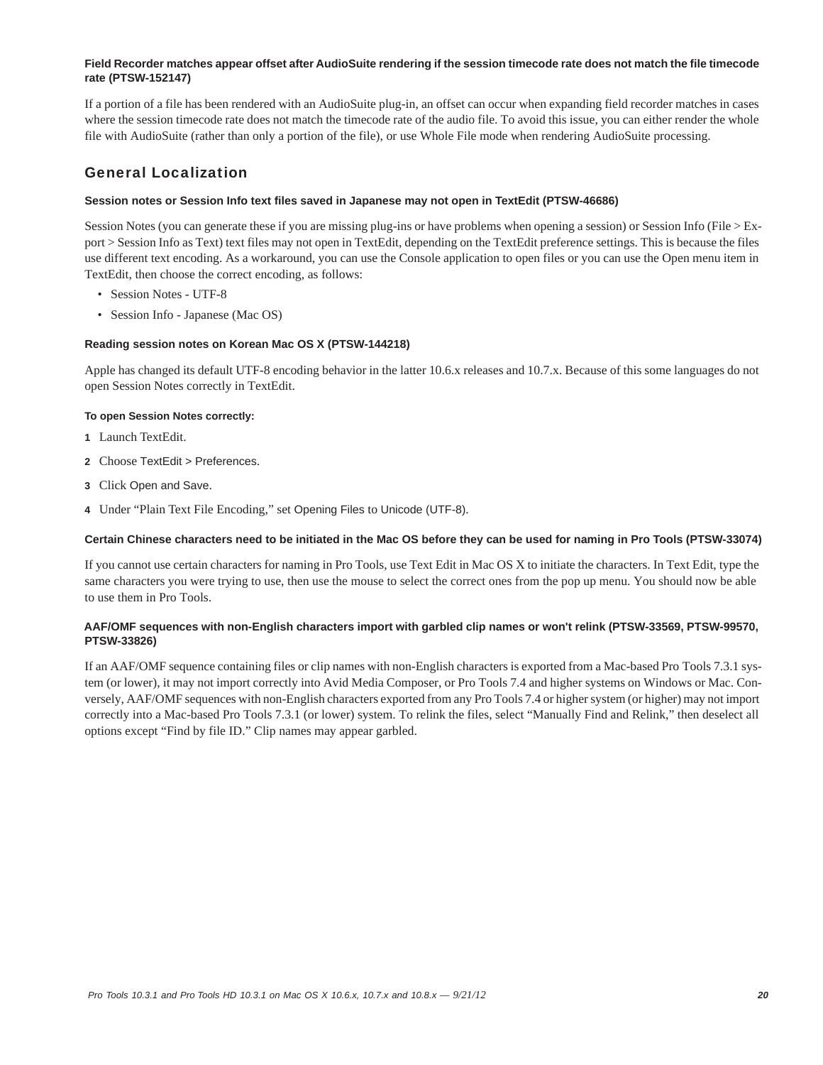#### Field Recorder matches appear offset after AudioSuite rendering if the session timecode rate does not match the file timecode rate (PTSW-152147)

If a portion of a file has been rendered with an AudioSuite plug-in, an offset can occur when expanding field recorder matches in cases where the session timecode rate does not match the timecode rate of the audio file. To avoid this issue, you can either render the whole file with AudioSuite (rather than only a portion of the file), or use Whole File mode when rendering AudioSuite processing.

## General Localization

#### Session notes or Session Info text files saved in Japanese may not open in TextEdit (PTSW-46686)

Session Notes (you can generate these if you are missing plug-ins or have problems when opening a session) or Session Info (File > Export > Session Info as Text) text files may not open in TextEdit, depending on the TextEdit preference settings. This is because the files use different text encoding. As a workaround, you can use the Console application to open files or you can use the Open menu item in TextEdit, then choose the correct encoding, as follows:

- Session Notes - UTF-8
- Session Info - Japanese (Mac OS)

#### Reading session notes on Korean Mac OS X (PTSW-144218)

Apple has changed its default UTF-8 encoding behavior in the latter 10.6.x releases and 10.7.x. Because of this some languages do not open Session Notes correctly in TextEdit.

**To open Session Notes correctly:**

1. Launch TextEdit.
2. Choose TextEdit > Preferences.
3. Click Open and Save.
4. Under “Plain Text File Encoding,” set Opening Files to Unicode (UTF-8).

#### Certain Chinese characters need to be initiated in the Mac OS before they can be used for naming in Pro Tools (PTSW-33074)

If you cannot use certain characters for naming in Pro Tools, use Text Edit in Mac OS X to initiate the characters. In Text Edit, type the same characters you were trying to use, then use the mouse to select the correct ones from the pop up menu. You should now be able to use them in Pro Tools.

#### AAF/OMF sequences with non-English characters import with garbled clip names or won't relink (PTSW-33569, PTSW-99570, PTSW-33826)

If an AAF/OMF sequence containing files or clip names with non-English characters is exported from a Mac-based Pro Tools 7.3.1 system (or lower), it may not import correctly into Avid Media Composer, or Pro Tools 7.4 and higher systems on Windows or Mac. Conversely, AAF/OMF sequences with non-English characters exported from any Pro Tools 7.4 or higher system (or higher) may not import correctly into a Mac-based Pro Tools 7.3.1 (or lower) system. To relink the files, select “Manually Find and Relink,” then deselect all options except “Find by file ID.” Clip names may appear garbled.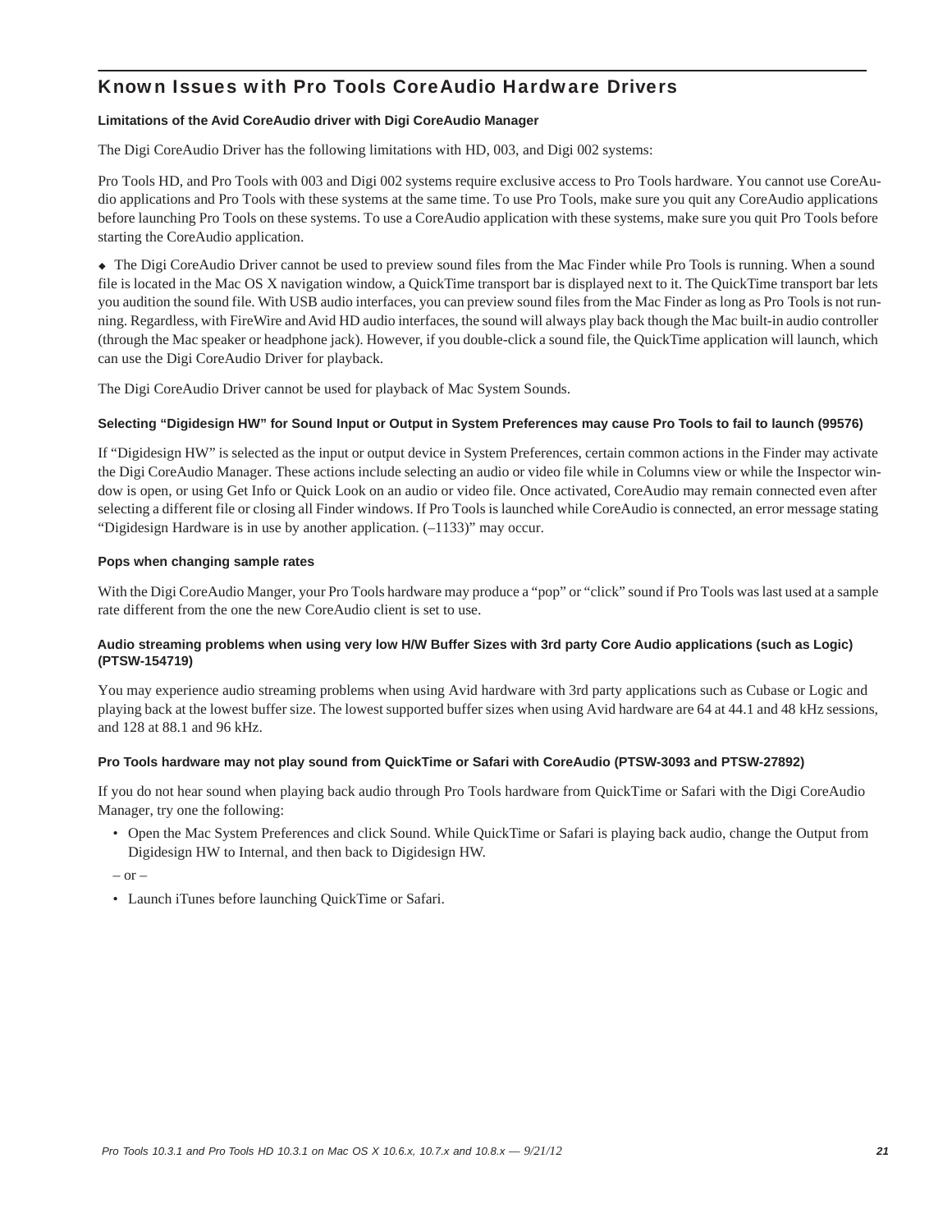## Known Issues with Pro Tools CoreAudio Hardware Drivers

#### Limitations of the Avid CoreAudio driver with Digi CoreAudio Manager

The Digi CoreAudio Driver has the following limitations with HD, 003, and Digi 002 systems:

Pro Tools HD, and Pro Tools with 003 and Digi 002 systems require exclusive access to Pro Tools hardware. You cannot use CoreAudio applications and Pro Tools with these systems at the same time. To use Pro Tools, make sure you quit any CoreAudio applications before launching Pro Tools on these systems. To use a CoreAudio application with these systems, make sure you quit Pro Tools before starting the CoreAudio application.

- The Digi CoreAudio Driver cannot be used to preview sound files from the Mac Finder while Pro Tools is running. When a sound file is located in the Mac OS X navigation window, a QuickTime transport bar is displayed next to it. The QuickTime transport bar lets you audition the sound file. With USB audio interfaces, you can preview sound files from the Mac Finder as long as Pro Tools is not running. Regardless, with FireWire and Avid HD audio interfaces, the sound will always play back though the Mac built-in audio controller (through the Mac speaker or headphone jack). However, if you double-click a sound file, the QuickTime application will launch, which can use the Digi CoreAudio Driver for playback.

The Digi CoreAudio Driver cannot be used for playback of Mac System Sounds.

#### Selecting "Digidesign HW" for Sound Input or Output in System Preferences may cause Pro Tools to fail to launch (99576)

If "Digidesign HW" is selected as the input or output device in System Preferences, certain common actions in the Finder may activate the Digi CoreAudio Manager. These actions include selecting an audio or video file while in Columns view or while the Inspector window is open, or using Get Info or Quick Look on an audio or video file. Once activated, CoreAudio may remain connected even after selecting a different file or closing all Finder windows. If Pro Tools is launched while CoreAudio is connected, an error message stating "Digidesign Hardware is in use by another application. (–1133)" may occur.

#### Pops when changing sample rates

With the Digi CoreAudio Manger, your Pro Tools hardware may produce a "pop" or "click" sound if Pro Tools was last used at a sample rate different from the one the new CoreAudio client is set to use.

#### Audio streaming problems when using very low H/W Buffer Sizes with 3rd party Core Audio applications (such as Logic) (PTSW-154719)

You may experience audio streaming problems when using Avid hardware with 3rd party applications such as Cubase or Logic and playing back at the lowest buffer size. The lowest supported buffer sizes when using Avid hardware are 64 at 44.1 and 48 kHz sessions, and 128 at 88.1 and 96 kHz.

#### Pro Tools hardware may not play sound from QuickTime or Safari with CoreAudio (PTSW-3093 and PTSW-27892)

If you do not hear sound when playing back audio through Pro Tools hardware from QuickTime or Safari with the Digi CoreAudio Manager, try one the following:

- Open the Mac System Preferences and click Sound. While QuickTime or Safari is playing back audio, change the Output from Digidesign HW to Internal, and then back to Digidesign HW.

– or –

- Launch iTunes before launching QuickTime or Safari.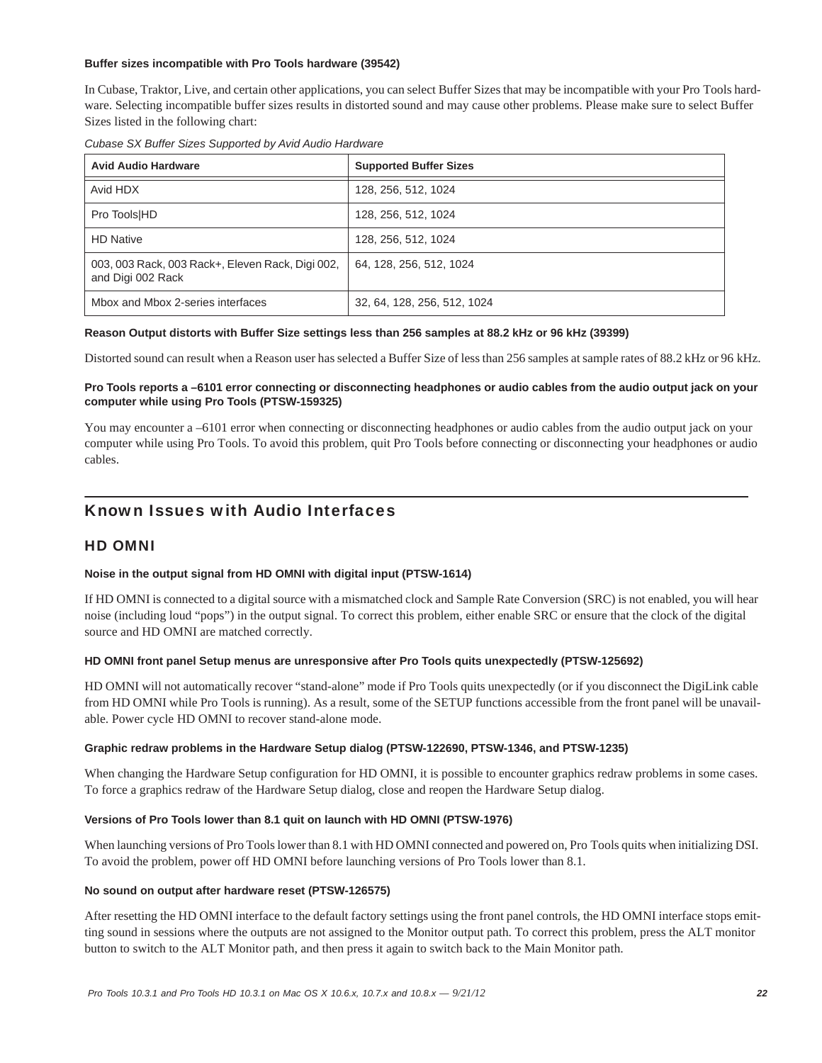**Buffer sizes incompatible with Pro Tools hardware (39542)**

In Cubase, Traktor, Live, and certain other applications, you can select Buffer Sizes that may be incompatible with your Pro Tools hardware. Selecting incompatible buffer sizes results in distorted sound and may cause other problems. Please make sure to select Buffer Sizes listed in the following chart:

*Cubase SX Buffer Sizes Supported by Avid Audio Hardware*

| Avid Audio Hardware | Supported Buffer Sizes |
|---|---|
| Avid HDX | 128, 256, 512, 1024 |
| Pro Tools|HD | 128, 256, 512, 1024 |
| HD Native | 128, 256, 512, 1024 |
| 003, 003 Rack, 003 Rack+, Eleven Rack, Digi 002, and Digi 002 Rack | 64, 128, 256, 512, 1024 |
| Mbox and Mbox 2-series interfaces | 32, 64, 128, 256, 512, 1024 |

**Reason Output distorts with Buffer Size settings less than 256 samples at 88.2 kHz or 96 kHz (39399)**

Distorted sound can result when a Reason user has selected a Buffer Size of less than 256 samples at sample rates of 88.2 kHz or 96 kHz.

**Pro Tools reports a –6101 error connecting or disconnecting headphones or audio cables from the audio output jack on your computer while using Pro Tools (PTSW-159325)**

You may encounter a –6101 error when connecting or disconnecting headphones or audio cables from the audio output jack on your computer while using Pro Tools. To avoid this problem, quit Pro Tools before connecting or disconnecting your headphones or audio cables.

## Known Issues with Audio Interfaces

### HD OMNI

**Noise in the output signal from HD OMNI with digital input (PTSW-1614)**

If HD OMNI is connected to a digital source with a mismatched clock and Sample Rate Conversion (SRC) is not enabled, you will hear noise (including loud "pops") in the output signal. To correct this problem, either enable SRC or ensure that the clock of the digital source and HD OMNI are matched correctly.

**HD OMNI front panel Setup menus are unresponsive after Pro Tools quits unexpectedly (PTSW-125692)**

HD OMNI will not automatically recover "stand-alone" mode if Pro Tools quits unexpectedly (or if you disconnect the DigiLink cable from HD OMNI while Pro Tools is running). As a result, some of the SETUP functions accessible from the front panel will be unavailable. Power cycle HD OMNI to recover stand-alone mode.

**Graphic redraw problems in the Hardware Setup dialog (PTSW-122690, PTSW-1346, and PTSW-1235)**

When changing the Hardware Setup configuration for HD OMNI, it is possible to encounter graphics redraw problems in some cases. To force a graphics redraw of the Hardware Setup dialog, close and reopen the Hardware Setup dialog.

**Versions of Pro Tools lower than 8.1 quit on launch with HD OMNI (PTSW-1976)**

When launching versions of Pro Tools lower than 8.1 with HD OMNI connected and powered on, Pro Tools quits when initializing DSI. To avoid the problem, power off HD OMNI before launching versions of Pro Tools lower than 8.1.

**No sound on output after hardware reset (PTSW-126575)**

After resetting the HD OMNI interface to the default factory settings using the front panel controls, the HD OMNI interface stops emitting sound in sessions where the outputs are not assigned to the Monitor output path. To correct this problem, press the ALT monitor button to switch to the ALT Monitor path, and then press it again to switch back to the Main Monitor path.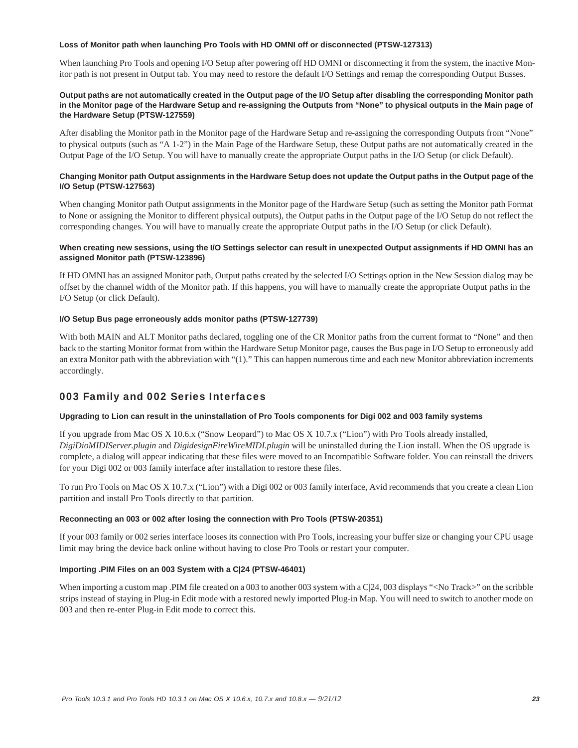#### Loss of Monitor path when launching Pro Tools with HD OMNI off or disconnected (PTSW-127313)

When launching Pro Tools and opening I/O Setup after powering off HD OMNI or disconnecting it from the system, the inactive Monitor path is not present in Output tab. You may need to restore the default I/O Settings and remap the corresponding Output Busses.

#### Output paths are not automatically created in the Output page of the I/O Setup after disabling the corresponding Monitor path in the Monitor page of the Hardware Setup and re-assigning the Outputs from "None" to physical outputs in the Main page of the Hardware Setup (PTSW-127559)

After disabling the Monitor path in the Monitor page of the Hardware Setup and re-assigning the corresponding Outputs from "None" to physical outputs (such as "A 1-2") in the Main Page of the Hardware Setup, these Output paths are not automatically created in the Output Page of the I/O Setup. You will have to manually create the appropriate Output paths in the I/O Setup (or click Default).

#### Changing Monitor path Output assignments in the Hardware Setup does not update the Output paths in the Output page of the I/O Setup (PTSW-127563)

When changing Monitor path Output assignments in the Monitor page of the Hardware Setup (such as setting the Monitor path Format to None or assigning the Monitor to different physical outputs), the Output paths in the Output page of the I/O Setup do not reflect the corresponding changes. You will have to manually create the appropriate Output paths in the I/O Setup (or click Default).

#### When creating new sessions, using the I/O Settings selector can result in unexpected Output assignments if HD OMNI has an assigned Monitor path (PTSW-123896)

If HD OMNI has an assigned Monitor path, Output paths created by the selected I/O Settings option in the New Session dialog may be offset by the channel width of the Monitor path. If this happens, you will have to manually create the appropriate Output paths in the I/O Setup (or click Default).

#### I/O Setup Bus page erroneously adds monitor paths (PTSW-127739)

With both MAIN and ALT Monitor paths declared, toggling one of the CR Monitor paths from the current format to "None" and then back to the starting Monitor format from within the Hardware Setup Monitor page, causes the Bus page in I/O Setup to erroneously add an extra Monitor path with the abbreviation with "(1)." This can happen numerous time and each new Monitor abbreviation increments accordingly.

## 003 Family and 002 Series Interfaces

#### Upgrading to Lion can result in the uninstallation of Pro Tools components for Digi 002 and 003 family systems

If you upgrade from Mac OS X 10.6.x ("Snow Leopard") to Mac OS X 10.7.x ("Lion") with Pro Tools already installed, *DigiDioMIDIServer.plugin* and *DigidesignFireWireMIDI.plugin* will be uninstalled during the Lion install. When the OS upgrade is complete, a dialog will appear indicating that these files were moved to an Incompatible Software folder. You can reinstall the drivers for your Digi 002 or 003 family interface after installation to restore these files.

To run Pro Tools on Mac OS X 10.7.x ("Lion") with a Digi 002 or 003 family interface, Avid recommends that you create a clean Lion partition and install Pro Tools directly to that partition.

#### Reconnecting an 003 or 002 after losing the connection with Pro Tools (PTSW-20351)

If your 003 family or 002 series interface looses its connection with Pro Tools, increasing your buffer size or changing your CPU usage limit may bring the device back online without having to close Pro Tools or restart your computer.

#### Importing .PIM Files on an 003 System with a C|24 (PTSW-46401)

When importing a custom map .PIM file created on a 003 to another 003 system with a C|24, 003 displays "<No Track>" on the scribble strips instead of staying in Plug-in Edit mode with a restored newly imported Plug-in Map. You will need to switch to another mode on 003 and then re-enter Plug-in Edit mode to correct this.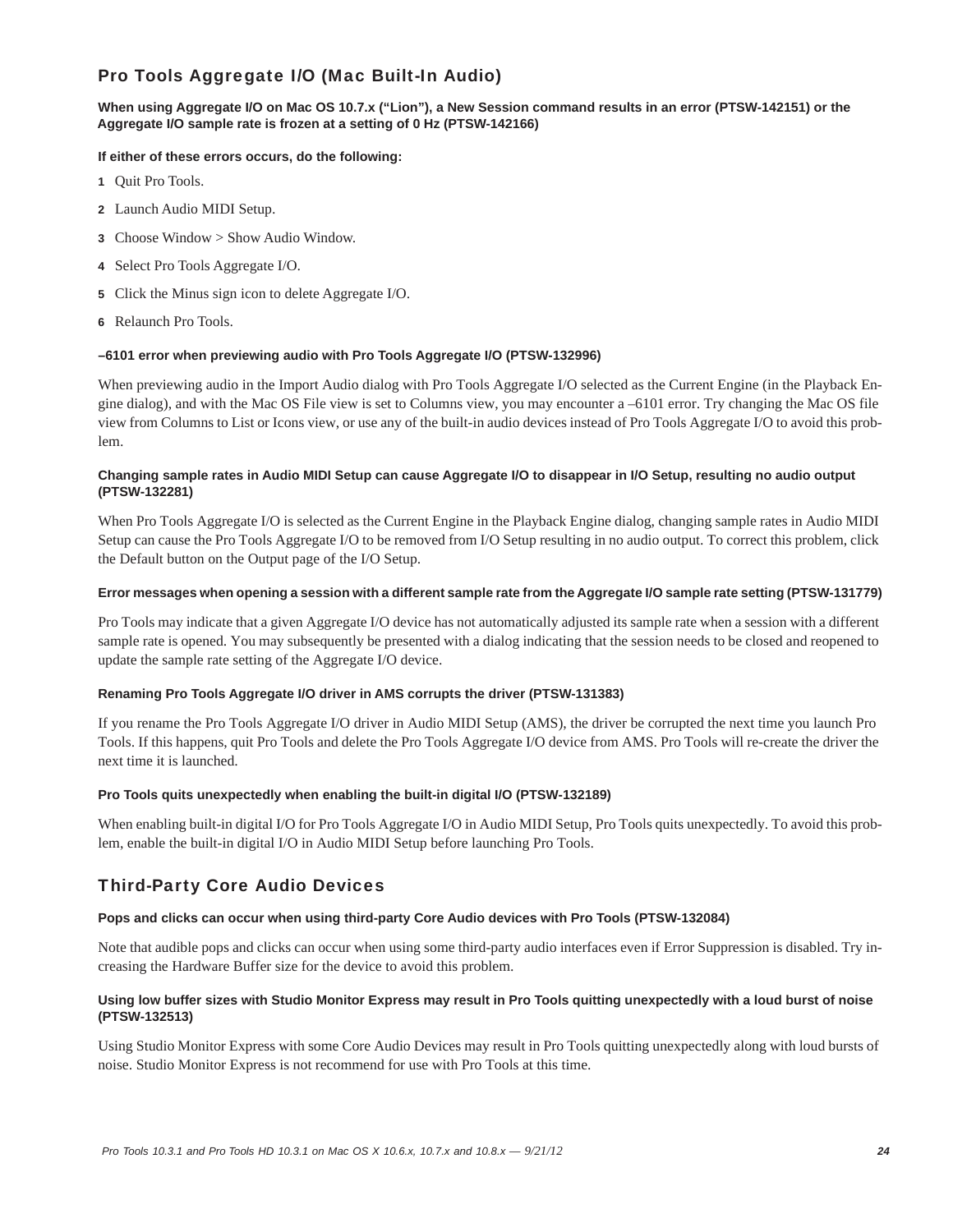## Pro Tools Aggregate I/O (Mac Built-In Audio)

#### When using Aggregate I/O on Mac OS 10.7.x (“Lion”), a New Session command results in an error (PTSW-142151) or the Aggregate I/O sample rate is frozen at a setting of 0 Hz (PTSW-142166)

**If either of these errors occurs, do the following:**

1. Quit Pro Tools.
2. Launch Audio MIDI Setup.
3. Choose Window > Show Audio Window.
4. Select Pro Tools Aggregate I/O.
5. Click the Minus sign icon to delete Aggregate I/O.
6. Relaunch Pro Tools.

#### –6101 error when previewing audio with Pro Tools Aggregate I/O (PTSW-132996)

When previewing audio in the Import Audio dialog with Pro Tools Aggregate I/O selected as the Current Engine (in the Playback Engine dialog), and with the Mac OS File view is set to Columns view, you may encounter a –6101 error. Try changing the Mac OS file view from Columns to List or Icons view, or use any of the built-in audio devices instead of Pro Tools Aggregate I/O to avoid this problem.

#### Changing sample rates in Audio MIDI Setup can cause Aggregate I/O to disappear in I/O Setup, resulting no audio output (PTSW-132281)

When Pro Tools Aggregate I/O is selected as the Current Engine in the Playback Engine dialog, changing sample rates in Audio MIDI Setup can cause the Pro Tools Aggregate I/O to be removed from I/O Setup resulting in no audio output. To correct this problem, click the Default button on the Output page of the I/O Setup.

#### Error messages when opening a session with a different sample rate from the Aggregate I/O sample rate setting (PTSW-131779)

Pro Tools may indicate that a given Aggregate I/O device has not automatically adjusted its sample rate when a session with a different sample rate is opened. You may subsequently be presented with a dialog indicating that the session needs to be closed and reopened to update the sample rate setting of the Aggregate I/O device.

#### Renaming Pro Tools Aggregate I/O driver in AMS corrupts the driver (PTSW-131383)

If you rename the Pro Tools Aggregate I/O driver in Audio MIDI Setup (AMS), the driver be corrupted the next time you launch Pro Tools. If this happens, quit Pro Tools and delete the Pro Tools Aggregate I/O device from AMS. Pro Tools will re-create the driver the next time it is launched.

#### Pro Tools quits unexpectedly when enabling the built-in digital I/O (PTSW-132189)

When enabling built-in digital I/O for Pro Tools Aggregate I/O in Audio MIDI Setup, Pro Tools quits unexpectedly. To avoid this problem, enable the built-in digital I/O in Audio MIDI Setup before launching Pro Tools.

## Third-Party Core Audio Devices

#### Pops and clicks can occur when using third-party Core Audio devices with Pro Tools (PTSW-132084)

Note that audible pops and clicks can occur when using some third-party audio interfaces even if Error Suppression is disabled. Try increasing the Hardware Buffer size for the device to avoid this problem.

#### Using low buffer sizes with Studio Monitor Express may result in Pro Tools quitting unexpectedly with a loud burst of noise (PTSW-132513)

Using Studio Monitor Express with some Core Audio Devices may result in Pro Tools quitting unexpectedly along with loud bursts of noise. Studio Monitor Express is not recommend for use with Pro Tools at this time.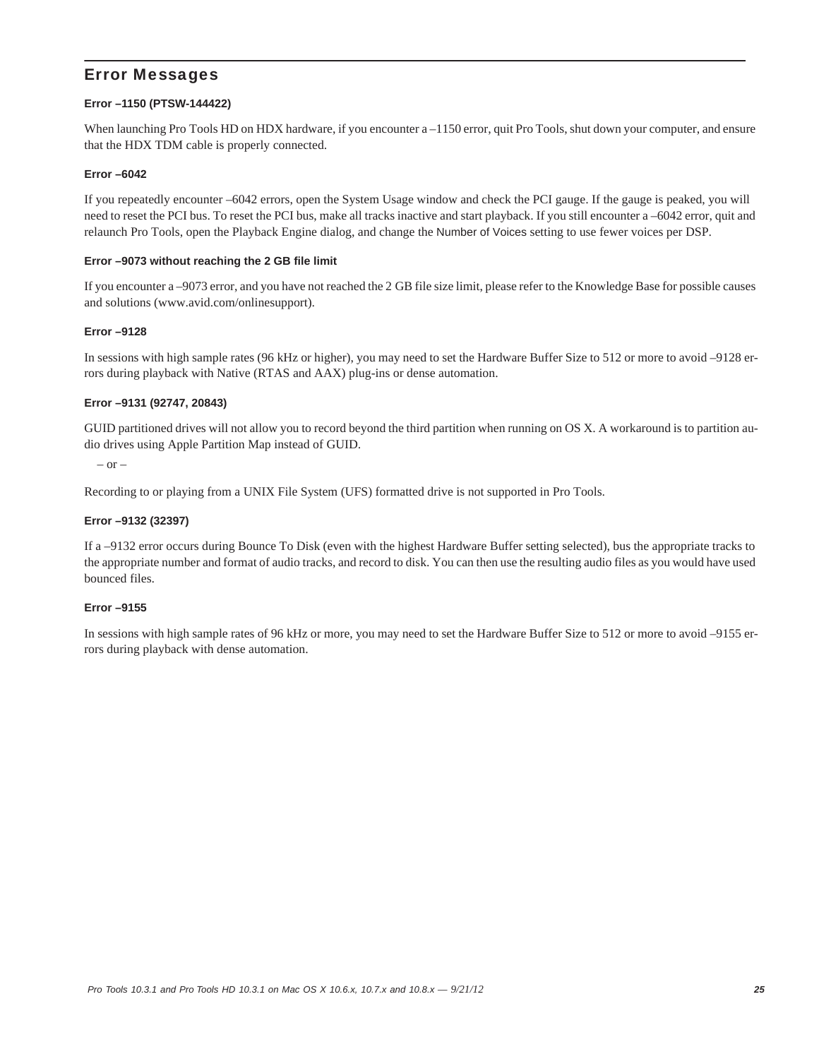## Error Messages

### Error –1150 (PTSW-144422)

When launching Pro Tools HD on HDX hardware, if you encounter a –1150 error, quit Pro Tools, shut down your computer, and ensure that the HDX TDM cable is properly connected.

### Error –6042

If you repeatedly encounter –6042 errors, open the System Usage window and check the PCI gauge. If the gauge is peaked, you will need to reset the PCI bus. To reset the PCI bus, make all tracks inactive and start playback. If you still encounter a –6042 error, quit and relaunch Pro Tools, open the Playback Engine dialog, and change the Number of Voices setting to use fewer voices per DSP.

### Error –9073 without reaching the 2 GB file limit

If you encounter a –9073 error, and you have not reached the 2 GB file size limit, please refer to the Knowledge Base for possible causes and solutions (www.avid.com/onlinesupport).

### Error –9128

In sessions with high sample rates (96 kHz or higher), you may need to set the Hardware Buffer Size to 512 or more to avoid –9128 errors during playback with Native (RTAS and AAX) plug-ins or dense automation.

### Error –9131 (92747, 20843)

GUID partitioned drives will not allow you to record beyond the third partition when running on OS X. A workaround is to partition audio drives using Apple Partition Map instead of GUID.

– or –

Recording to or playing from a UNIX File System (UFS) formatted drive is not supported in Pro Tools.

### Error –9132 (32397)

If a –9132 error occurs during Bounce To Disk (even with the highest Hardware Buffer setting selected), bus the appropriate tracks to the appropriate number and format of audio tracks, and record to disk. You can then use the resulting audio files as you would have used bounced files.

### Error –9155

In sessions with high sample rates of 96 kHz or more, you may need to set the Hardware Buffer Size to 512 or more to avoid –9155 errors during playback with dense automation.